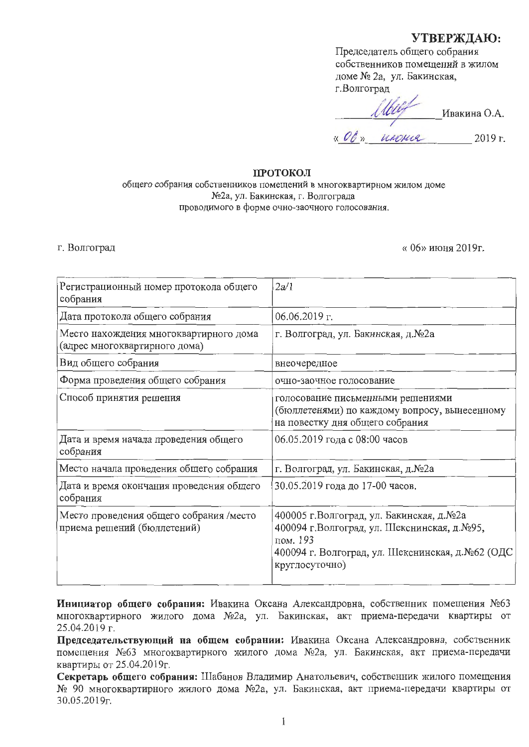**УТВЕРЖДАЮ:**

Председатель общего собрания собственников помещений в жилом доме № 2а, ул. Бакинская, г.Волгоград

_____________ Ивакина О.А.

« 06 » июня 2019 г.

# ПРОТОКОЛ

общего собрания собственников помещений в многоквартирном жилом доме №2а, ул. Бакинская, г. Волгограда проводимого в форме очно-заочного голосования.

г. Волгоград « 06» июня 2019г.

| | |
|---|---|
| Регистрационный номер протокола общего собрания | 2а/1 |
| Дата протокола общего собрания | 06.06.2019 г. |
| Место нахождения многоквартирного дома (адрес многоквартирного дома) | г. Волгоград, ул. Бакинская, д.№2а |
| Вид общего собрания | внеочередное |
| Форма проведения общего собрания | очно-заочное голосование |
| Способ принятия решения | голосование письменными решениями (бюллетенями) по каждому вопросу, вынесенному на повестку дня общего собрания |
| Дата и время начала проведения общего собрания | 06.05.2019 года с 08:00 часов |
| Место начала проведения общего собрания | г. Волгоград, ул. Бакинская, д.№2а |
| Дата и время окончания проведения общего собрания | 30.05.2019 года до 17-00 часов. |
| Место проведения общего собрания /место приема решений (бюллетеней) | 400005 г.Волгоград, ул. Бакинская, д.№2а<br>400094 г.Волгоград, ул. Шекснинская, д.№95, пом. 193<br>400094 г. Волгоград, ул. Шекснинская, д.№62 (ОДС круглосуточно) |

**Инициатор общего собрания:** Ивакина Оксана Александровна, собственник помещения №63 многоквартирного жилого дома №2а, ул. Бакинская, акт приема-передачи квартиры от 25.04.2019 г.

**Председательствующий на общем собрании:** Ивакина Оксана Александровна, собственник помещения №63 многоквартирного жилого дома №2а, ул. Бакинская, акт приема-передачи квартиры от 25.04.2019г.

**Секретарь общего собрания:** Шабанов Владимир Анатольевич, собственник жилого помещения № 90 многоквартирного жилого дома №2а, ул. Бакинская, акт приема-передачи квартиры от 30.05.2019г.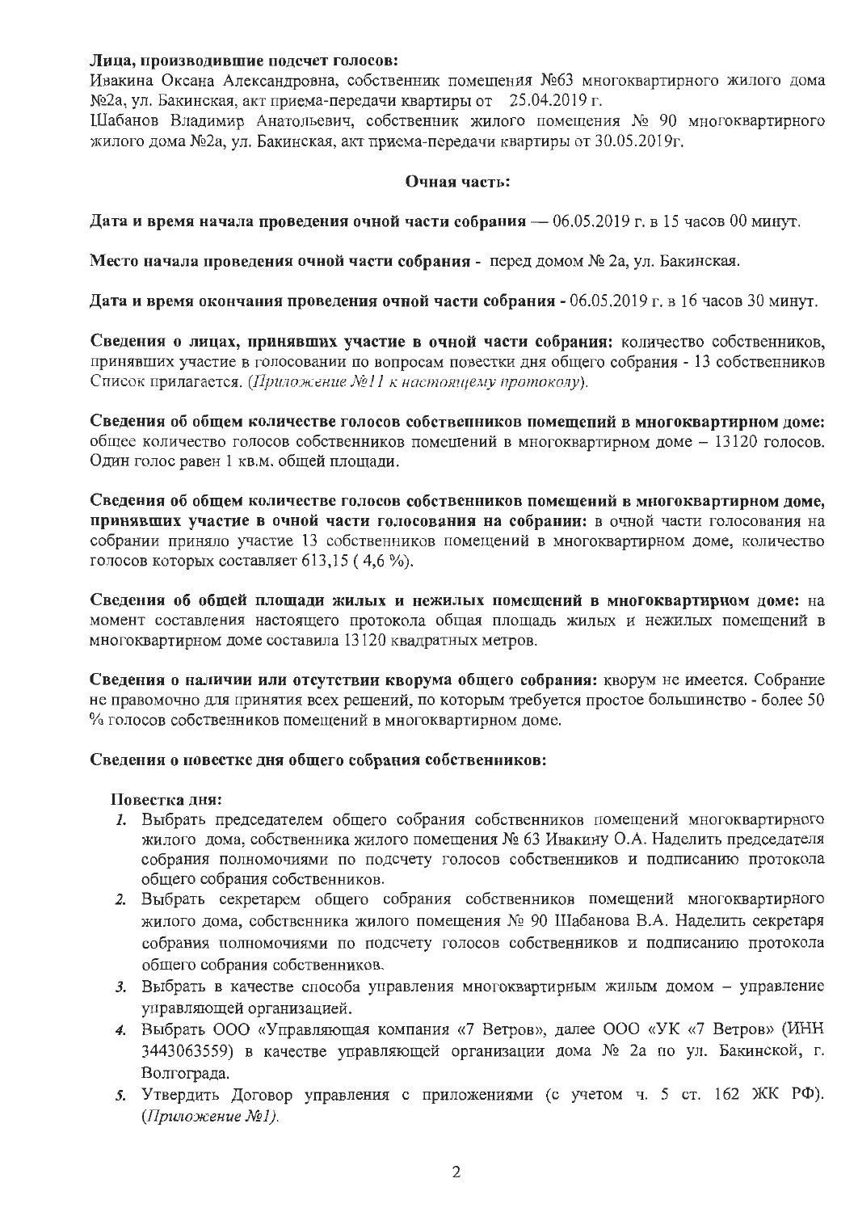**Лица, производившие подсчет голосов:**

Ивакина Оксана Александровна, собственник помещения №63 многоквартирного жилого дома №2а, ул. Бакинская, акт приема-передачи квартиры от 25.04.2019 г.

Шабанов Владимир Анатольевич, собственник жилого помещения № 90 многоквартирного жилого дома №2а, ул. Бакинская, акт приема-передачи квартиры от 30.05.2019г.

**Очная часть:**

**Дата и время начала проведения очной части собрания** — 06.05.2019 г. в 15 часов 00 минут.

**Место начала проведения очной части собрания** - перед домом № 2а, ул. Бакинская.

**Дата и время окончания проведения очной части собрания** - 06.05.2019 г. в 16 часов 30 минут.

**Сведения о лицах, принявших участие в очной части собрания:** количество собственников, принявших участие в голосовании по вопросам повестки дня общего собрания - 13 собственников Список прилагается. *(Приложение №11 к настоящему протоколу).*

**Сведения об общем количестве голосов собственников помещений в многоквартирном доме:** общее количество голосов собственников помещений в многоквартирном доме – 13120 голосов. Один голос равен 1 кв.м. общей площади.

**Сведения об общем количестве голосов собственников помещений в многоквартирном доме, принявших участие в очной части голосования на собрании:** в очной части голосования на собрании приняло участие 13 собственников помещений в многоквартирном доме, количество голосов которых составляет 613,15 ( 4,6 %).

**Сведения об общей площади жилых и нежилых помещений в многоквартирном доме:** на момент составления настоящего протокола общая площадь жилых и нежилых помещений в многоквартирном доме составила 13120 квадратных метров.

**Сведения о наличии или отсутствии кворума общего собрания:** кворум не имеется. Собрание не правомочно для принятия всех решений, по которым требуется простое большинство - более 50 % голосов собственников помещений в многоквартирном доме.

**Сведения о повестке дня общего собрания собственников:**

**Повестка дня:**

1. Выбрать председателем общего собрания собственников помещений многоквартирного жилого дома, собственника жилого помещения № 63 Ивакину О.А. Наделить председателя собрания полномочиями по подсчету голосов собственников и подписанию протокола общего собрания собственников.
2. Выбрать секретарем общего собрания собственников помещений многоквартирного жилого дома, собственника жилого помещения № 90 Шабанова В.А. Наделить секретаря собрания полномочиями по подсчету голосов собственников и подписанию протокола общего собрания собственников.
3. Выбрать в качестве способа управления многоквартирным жилым домом – управление управляющей организацией.
4. Выбрать ООО «Управляющая компания «7 Ветров», далее ООО «УК «7 Ветров» (ИНН 3443063559) в качестве управляющей организации дома № 2а по ул. Бакинской, г. Волгограда.
5. Утвердить Договор управления с приложениями (с учетом ч. 5 ст. 162 ЖК РФ). *(Приложение №1).*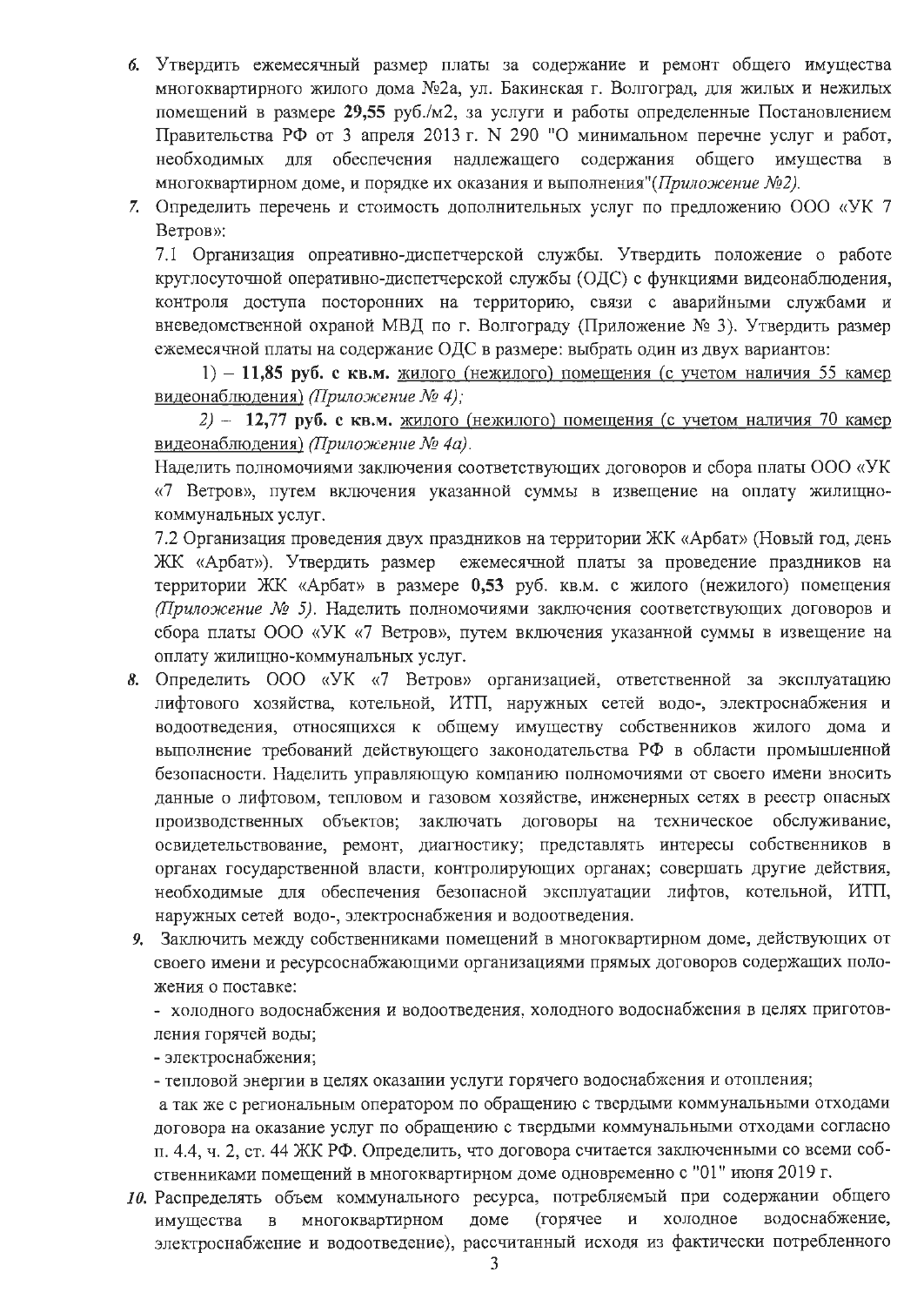6. Утвердить ежемесячный размер платы за содержание и ремонт общего имущества многоквартирного жилого дома №2а, ул. Бакинская г. Волгоград, для жилых и нежилых помещений в размере **29,55** руб./м2, за услуги и работы определенные Постановлением Правительства РФ от 3 апреля 2013 г. N 290 "О минимальном перечне услуг и работ, необходимых для обеспечения надлежащего содержания общего имущества в многоквартирном доме, и порядке их оказания и выполнения"*(Приложение №2).*

7. Определить перечень и стоимость дополнительных услуг по предложению ООО «УК 7 Ветров»:

   7.1 Организация опреативно-диспетчерской службы. Утвердить положение о работе круглосуточной оперативно-диспетчерской службы (ОДС) с функциями видеонаблюдения, контроля доступа посторонних на территорию, связи с аварийными службами и вневедомственной охраной МВД по г. Волгограду (Приложение № 3). Утвердить размер ежемесячной платы на содержание ОДС в размере: выбрать один из двух вариантов:

   1) – **11,85 руб. с кв.м.** жилого (нежилого) помещения (с учетом наличия 55 камер видеонаблюдения) *(Приложение № 4);*

   *2)* – **12,77 руб. с кв.м.** жилого (нежилого) помещения (с учетом наличия 70 камер видеонаблюдения) *(Приложение № 4а).*

   Наделить полномочиями заключения соответствующих договоров и сбора платы ООО «УК «7 Ветров», путем включения указанной суммы в извещение на оплату жилищно-коммунальных услуг.

   7.2 Организация проведения двух праздников на территории ЖК «Арбат» (Новый год, день ЖК «Арбат»). Утвердить размер ежемесячной платы за проведение праздников на территории ЖК «Арбат» в размере **0,53** руб. кв.м. с жилого (нежилого) помещения *(Приложение № 5).* Наделить полномочиями заключения соответствующих договоров и сбора платы ООО «УК «7 Ветров», путем включения указанной суммы в извещение на оплату жилищно-коммунальных услуг.

8. Определить ООО «УК «7 Ветров» организацией, ответственной за эксплуатацию лифтового хозяйства, котельной, ИТП, наружных сетей водо-, электроснабжения и водоотведения, относящихся к общему имуществу собственников жилого дома и выполнение требований действующего законодательства РФ в области промышленной безопасности. Наделить управляющую компанию полномочиями от своего имени вносить данные о лифтовом, тепловом и газовом хозяйстве, инженерных сетях в реестр опасных производственных объектов; заключать договоры на техническое обслуживание, освидетельствование, ремонт, диагностику; представлять интересы собственников в органах государственной власти, контролирующих органах; совершать другие действия, необходимые для обеспечения безопасной эксплуатации лифтов, котельной, ИТП, наружных сетей водо-, электроснабжения и водоотведения.

9. Заключить между собственниками помещений в многоквартирном доме, действующих от своего имени и ресурсоснабжающими организациями прямых договоров содержащих положения о поставке:

   - холодного водоснабжения и водоотведения, холодного водоснабжения в целях приготовления горячей воды;
   - электроснабжения;
   - тепловой энергии в целях оказании услуги горячего водоснабжения и отопления;

   а так же с региональным оператором по обращению с твердыми коммунальными отходами договора на оказание услуг по обращению с твердыми коммунальными отходами согласно п. 4.4, ч. 2, ст. 44 ЖК РФ. Определить, что договора считается заключенными со всеми собственниками помещений в многоквартирном доме одновременно с "01" июня 2019 г.

10. Распределять объем коммунального ресурса, потребляемый при содержании общего имущества в многоквартирном доме (горячее и холодное водоснабжение, электроснабжение и водоотведение), рассчитанный исходя из фактически потребленного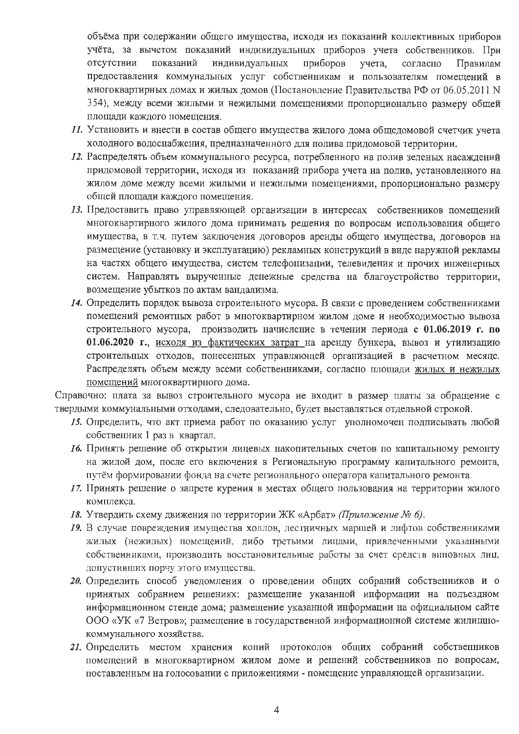объёма при содержании общего имущества, исходя из показаний коллективных приборов учёта, за вычетом показаний индивидуальных приборов учета собственников. При отсутствии показаний индивидуальных приборов учета, согласно Правилам предоставления коммунальных услуг собственникам и пользователям помещений в многоквартирных домах и жилых домов (Постановление Правительства РФ от 06.05.2011 N 354), между всеми жилыми и нежилыми помещениями пропорционально размеру общей площади каждого помещения.

11. Установить и внести в состав общего имущества жилого дома общедомовой счетчик учета холодного водоснабжения, предназначенного для полива придомовой территории.
12. Распределять объем коммунального ресурса, потребленного на полив зеленых насаждений придомовой территории, исходя из показаний прибора учета на полив, установленного на жилом доме между всеми жилыми и нежилыми помещениями, пропорционально размеру общей площади каждого помещения.
13. Предоставить право управляющей организации в интересах собственников помещений многоквартирного жилого дома принимать решения по вопросам использования общего имущества, в т.ч. путем заключения договоров аренды общего имущества, договоров на размещение (установку и эксплуатацию) рекламных конструкций в виде наружной рекламы на частях общего имущества, систем телефонизации, телевидения и прочих инженерных систем. Направлять вырученные денежные средства на благоустройство территории, возмещение убытков по актам вандализма.
14. Определить порядок вывоза строительного мусора. В связи с проведением собственниками помещений ремонтных работ в многоквартирном жилом доме и необходимостью вывоза строительного мусора, производить начисление в течении периода **с 01.06.2019 г. по 01.06.2020 г.**, исходя из фактических затрат на аренду бункера, вывоз и утилизацию строительных отходов, понесенных управляющей организацией в расчетном месяце. Распределять объем между всеми собственниками, согласно площади жилых и нежилых помещений многоквартирного дома.

Справочно: плата за вывоз строительного мусора не входит в размер платы за обращение с твердыми коммунальными отходами, следовательно, будет выставляться отдельной строкой.

15. Определить, что акт приема работ по оказанию услуг уполномочен подписывать любой собственник 1 раз в квартал.
16. Принять решение об открытии лицевых накопительных счетов по капитальному ремонту на жилой дом, после его включения в Региональную программу капитального ремонта, путём формировании фонда на счете регионального оператора капитального ремонта.
17. Принять решение о запрете курения в местах общего пользования на территории жилого комплекса.
18. Утвердить схему движения по территории ЖК «Арбат» *(Приложение № 6)*.
19. В случае повреждения имущества холлов, лестничных маршей и лифтов собственниками жилых (нежилых) помещений, либо третьими лицами, привлеченными указанными собственниками, производить восстановительные работы за счет средств виновных лиц, допустивших порчу этого имущества.
20. Определить способ уведомления о проведении общих собраний собственников и о принятых собранием решениях: размещение указанной информации на подъездном информационном стенде дома; размещение указанной информации на официальном сайте ООО «УК «7 Ветров»; размещение в государственной информационной системе жилищно-коммунального хозяйства.
21. Определить местом хранения копий протоколов общих собраний собственников помещений в многоквартирном жилом доме и решений собственников по вопросам, поставленным на голосовании с приложениями - помещение управляющей организации.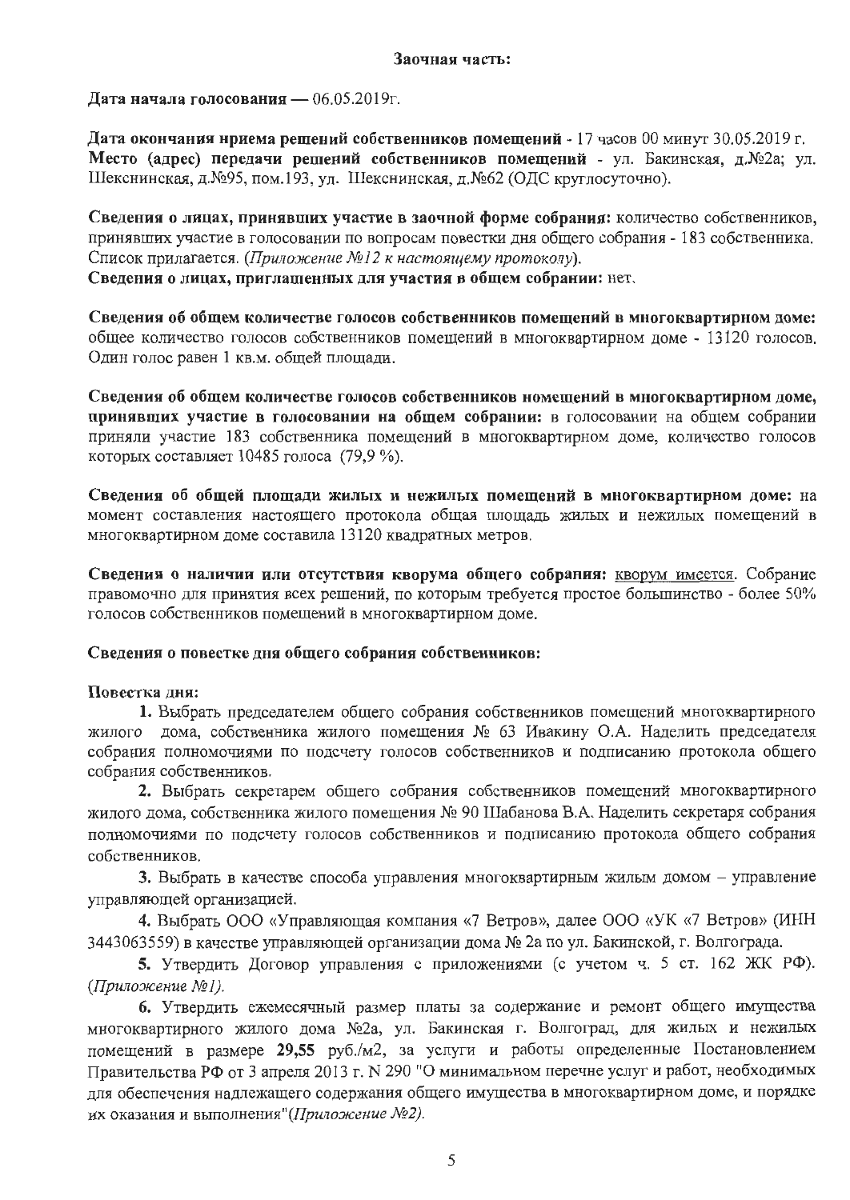**Заочная часть:**

**Дата начала голосования** — 06.05.2019г.

**Дата окончания приема решений собственников помещений** - 17 часов 00 минут 30.05.2019 г. **Место (адрес) передачи решений собственников помещений** - ул. Бакинская, д.№2а; ул. Шекснинская, д.№95, пом.193, ул. Шекснинская, д.№62 (ОДС круглосуточно).

**Сведения о лицах, принявших участие в заочной форме собрания:** количество собственников, принявших участие в голосовании по вопросам повестки дня общего собрания - 183 собственника. Список прилагается. (*Приложение №12 к настоящему протоколу*).
**Сведения о лицах, приглашенных для участия в общем собрании:** нет.

**Сведения об общем количестве голосов собственников помещений в многоквартирном доме:** общее количество голосов собственников помещений в многоквартирном доме - 13120 голосов. Один голос равен 1 кв.м. общей площади.

**Сведения об общем количестве голосов собственников помещений в многоквартирном доме, принявших участие в голосовании на общем собрании:** в голосовании на общем собрании приняли участие 183 собственника помещений в многоквартирном доме, количество голосов которых составляет 10485 голоса (79,9 %).

**Сведения об общей площади жилых и нежилых помещений в многоквартирном доме:** на момент составления настоящего протокола общая площадь жилых и нежилых помещений в многоквартирном доме составила 13120 квадратных метров.

**Сведения о наличии или отсутствия кворума общего собрания:** кворум имеется. Собрание правомочно для принятия всех решений, по которым требуется простое большинство - более 50% голосов собственников помещений в многоквартирном доме.

**Сведения о повестке дня общего собрания собственников:**

**Повестка дня:**

**1.** Выбрать председателем общего собрания собственников помещений многоквартирного жилого дома, собственника жилого помещения № 63 Ивакину О.А. Наделить председателя собрания полномочиями по подсчету голосов собственников и подписанию протокола общего собрания собственников.

**2.** Выбрать секретарем общего собрания собственников помещений многоквартирного жилого дома, собственника жилого помещения № 90 Шабанова В.А. Наделить секретаря собрания полномочиями по подсчету голосов собственников и подписанию протокола общего собрания собственников.

**3.** Выбрать в качестве способа управления многоквартирным жилым домом – управление управляющей организацией.

**4.** Выбрать ООО «Управляющая компания «7 Ветров», далее ООО «УК «7 Ветров» (ИНН 3443063559) в качестве управляющей организации дома № 2а по ул. Бакинской, г. Волгограда.

**5.** Утвердить Договор управления с приложениями (с учетом ч. 5 ст. 162 ЖК РФ). (*Приложение №1*).

**6.** Утвердить ежемесячный размер платы за содержание и ремонт общего имущества многоквартирного жилого дома №2а, ул. Бакинская г. Волгоград, для жилых и нежилых помещений в размере **29,55** руб./м2, за услуги и работы определенные Постановлением Правительства РФ от 3 апреля 2013 г. N 290 "О минимальном перечне услуг и работ, необходимых для обеспечения надлежащего содержания общего имущества в многоквартирном доме, и порядке их оказания и выполнения"(*Приложение №2*).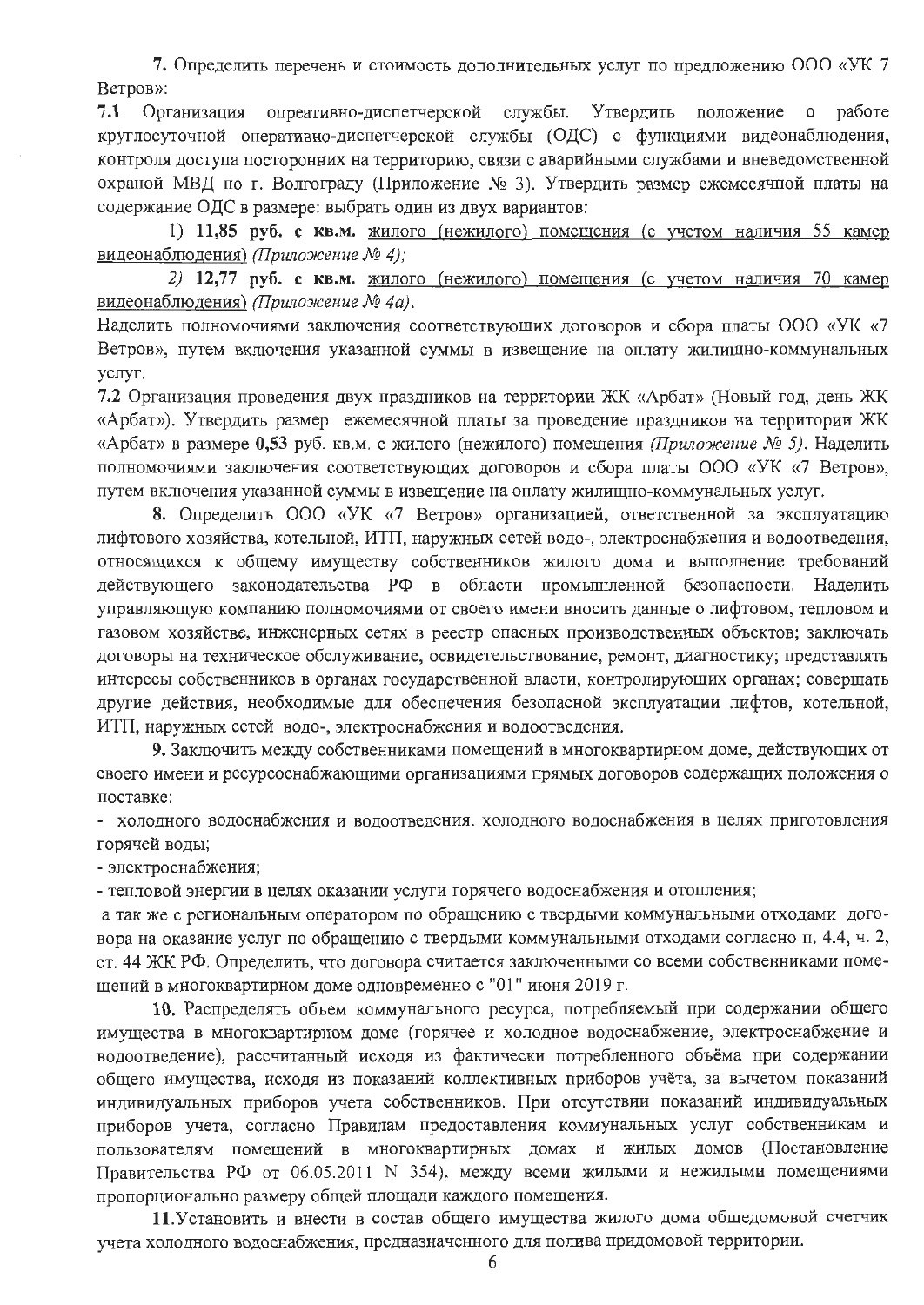**7.** Определить перечень и стоимость дополнительных услуг по предложению ООО «УК 7 Ветров»:

**7.1** Организация опреативно-диспетчерской службы. Утвердить положение о работе круглосуточной оперативно-диспетчерской службы (ОДС) с функциями видеонаблюдения, контроля доступа посторонних на территорию, связи с аварийными службами и вневедомственной охраной МВД по г. Волгограду (Приложение № 3). Утвердить размер ежемесячной платы на содержание ОДС в размере: выбрать один из двух вариантов:

1) **11,85 руб. с кв.м.** жилого (нежилого) помещения (с учетом наличия 55 камер видеонаблюдения) *(Приложение № 4);*

*2)* **12,77 руб. с кв.м.** жилого (нежилого) помещения (с учетом наличия 70 камер видеонаблюдения) *(Приложение № 4а).*

Наделить полномочиями заключения соответствующих договоров и сбора платы ООО «УК «7 Ветров», путем включения указанной суммы в извещение на оплату жилищно-коммунальных услуг.

**7.2** Организация проведения двух праздников на территории ЖК «Арбат» (Новый год, день ЖК «Арбат»). Утвердить размер ежемесячной платы за проведение праздников на территории ЖК «Арбат» в размере **0,53** руб. кв.м. с жилого (нежилого) помещения *(Приложение № 5).* Наделить полномочиями заключения соответствующих договоров и сбора платы ООО «УК «7 Ветров», путем включения указанной суммы в извещение на оплату жилищно-коммунальных услуг.

**8.** Определить ООО «УК «7 Ветров» организацией, ответственной за эксплуатацию лифтового хозяйства, котельной, ИТП, наружных сетей водо-, электроснабжения и водоотведения, относящихся к общему имуществу собственников жилого дома и выполнение требований действующего законодательства РФ в области промышленной безопасности. Наделить управляющую компанию полномочиями от своего имени вносить данные о лифтовом, тепловом и газовом хозяйстве, инженерных сетях в реестр опасных производственных объектов; заключать договоры на техническое обслуживание, освидетельствование, ремонт, диагностику; представлять интересы собственников в органах государственной власти, контролирующих органах; совершать другие действия, необходимые для обеспечения безопасной эксплуатации лифтов, котельной, ИТП, наружных сетей водо-, электроснабжения и водоотведения.

**9.** Заключить между собственниками помещений в многоквартирном доме, действующих от своего имени и ресурсоснабжающими организациями прямых договоров содержащих положения о поставке:

- холодного водоснабжения и водоотведения. холодного водоснабжения в целях приготовления горячей воды;
- электроснабжения;
- тепловой энергии в целях оказании услуги горячего водоснабжения и отопления;

а так же с региональным оператором по обращению с твердыми коммунальными отходами договора на оказание услуг по обращению с твердыми коммунальными отходами согласно п. 4.4, ч. 2, ст. 44 ЖК РФ. Определить, что договора считается заключенными со всеми собственниками помещений в многоквартирном доме одновременно с "01" июня 2019 г.

**10.** Распределять объем коммунального ресурса, потребляемый при содержании общего имущества в многоквартирном доме (горячее и холодное водоснабжение, электроснабжение и водоотведение), рассчитанный исходя из фактически потребленного объёма при содержании общего имущества, исходя из показаний коллективных приборов учёта, за вычетом показаний индивидуальных приборов учета собственников. При отсутствии показаний индивидуальных приборов учета, согласно Правилам предоставления коммунальных услуг собственникам и пользователям помещений в многоквартирных домах и жилых домов (Постановление Правительства РФ от 06.05.2011 N 354), между всеми жилыми и нежилыми помещениями пропорционально размеру общей площади каждого помещения.

**11.** Установить и внести в состав общего имущества жилого дома общедомовой счетчик учета холодного водоснабжения, предназначенного для полива придомовой территории.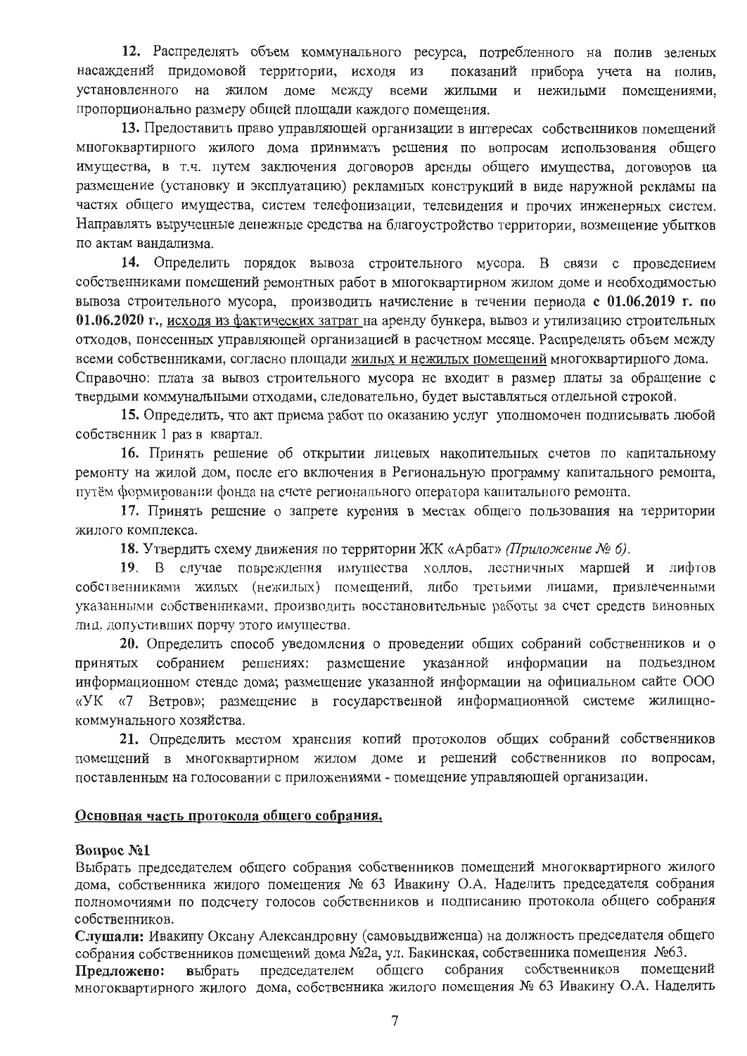**12.** Распределять объем коммунального ресурса, потребленного на полив зеленых насаждений придомовой территории, исходя из показаний прибора учета на полив, установленного на жилом доме между всеми жилыми и нежилыми помещениями, пропорционально размеру общей площади каждого помещения.

**13.** Предоставить право управляющей организации в интересах собственников помещений многоквартирного жилого дома принимать решения по вопросам использования общего имущества, в т.ч. путем заключения договоров аренды общего имущества, договоров на размещение (установку и эксплуатацию) рекламных конструкций в виде наружной рекламы на частях общего имущества, систем телефонизации, телевидения и прочих инженерных систем. Направлять вырученные денежные средства на благоустройство территории, возмещение убытков по актам вандализма.

**14.** Определить порядок вывоза строительного мусора. В связи с проведением собственниками помещений ремонтных работ в многоквартирном жилом доме и необходимостью вывоза строительного мусора, производить начисление в течении периода **с 01.06.2019 г. по 01.06.2020 г.**, исходя из фактических затрат на аренду бункера, вывоз и утилизацию строительных отходов, понесенных управляющей организацией в расчетном месяце. Распределять объем между всеми собственниками, согласно площади жилых и нежилых помещений многоквартирного дома.
Справочно: плата за вывоз строительного мусора не входит в размер платы за обращение с твердыми коммунальными отходами, следовательно, будет выставляться отдельной строкой.

**15.** Определить, что акт приема работ по оказанию услуг уполномочен подписывать любой собственник 1 раз в квартал.

**16.** Принять решение об открытии лицевых накопительных счетов по капитальному ремонту на жилой дом, после его включения в Региональную программу капитального ремонта, путём формировании фонда на счете регионального оператора капитального ремонта.

**17.** Принять решение о запрете курения в местах общего пользования на территории жилого комплекса.

**18.** Утвердить схему движения по территории ЖК «Арбат» *(Приложение № 6).*

**19.** В случае повреждения имущества холлов, лестничных маршей и лифтов собственниками жилых (нежилых) помещений, либо третьими лицами, привлеченными указанными собственниками, производить восстановительные работы за счет средств виновных лиц, допустивших порчу этого имущества.

**20.** Определить способ уведомления о проведении общих собраний собственников и о принятых собранием решениях: размещение указанной информации на подъездном информационном стенде дома; размещение указанной информации на официальном сайте ООО «УК «7 Ветров»; размещение в государственной информационной системе жилищно-коммунального хозяйства.

**21.** Определить местом хранения копий протоколов общих собраний собственников помещений в многоквартирном жилом доме и решений собственников по вопросам, поставленным на голосовании с приложениями - помещение управляющей организации.

## Основная часть протокола общего собрания.

**Вопрос №1**

Выбрать председателем общего собрания собственников помещений многоквартирного жилого дома, собственника жилого помещения № 63 Ивакину О.А. Наделить председателя собрания полномочиями по подсчету голосов собственников и подписанию протокола общего собрания собственников.

**Слушали:** Ивакину Оксану Александровну (самовыдвиженца) на должность председателя общего собрания собственников помещений дома №2а, ул. Бакинская, собственника помещения №63.

**Предложено:** выбрать председателем общего собрания собственников помещений многоквартирного жилого дома, собственника жилого помещения № 63 Ивакину О.А. Наделить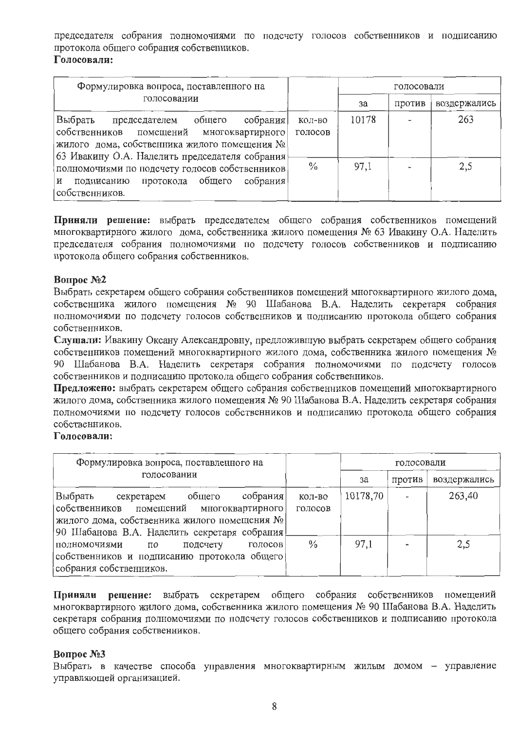председателя собрания полномочиями по подсчету голосов собственников и подписанию протокола общего собрания собственников.

**Голосовали:**

| Формулировка вопроса, поставленного на голосовании | | голосовали | | |
|---|---|---|---|---|
| | | за | против | воздержались |
| Выбрать председателем общего собрания собственников помещений многоквартирного жилого дома, собственника жилого помещения № 63 Ивакину О.А. Наделить председателя собрания полномочиями по подсчету голосов собственников и подписанию протокола общего собрания собственников. | кол-во голосов | 10178 | - | 263 |
| | % | 97,1 | - | 2,5 |

**Приняли решение:** выбрать председателем общего собрания собственников помещений многоквартирного жилого дома, собственника жилого помещения № 63 Ивакину О.А. Наделить председателя собрания полномочиями по подсчету голосов собственников и подписанию протокола общего собрания собственников.

**Вопрос №2**

Выбрать секретарем общего собрания собственников помещений многоквартирного жилого дома, собственника жилого помещения № 90 Шабанова В.А. Наделить секретаря собрания полномочиями по подсчету голосов собственников и подписанию протокола общего собрания собственников.

**Слушали:** Ивакину Оксану Александровну, предложившую выбрать секретарем общего собрания собственников помещений многоквартирного жилого дома, собственника жилого помещения № 90 Шабанова В.А. Наделить секретаря собрания полномочиями по подсчету голосов собственников и подписанию протокола общего собрания собственников.

**Предложено:** выбрать секретарем общего собрания собственников помещений многоквартирного жилого дома, собственника жилого помещения № 90 Шабанова В.А. Наделить секретаря собрания полномочиями по подсчету голосов собственников и подписанию протокола общего собрания собственников.

**Голосовали:**

| Формулировка вопроса, поставленного на голосовании | | голосовали | | |
|---|---|---|---|---|
| | | за | против | воздержались |
| Выбрать секретарем общего собрания собственников помещений многоквартирного жилого дома, собственника жилого помещения № 90 Шабанова В.А. Наделить секретаря собрания полномочиями по подсчету голосов собственников и подписанию протокола общего собрания собственников. | кол-во голосов | 10178,70 | - | 263,40 |
| | % | 97,1 | - | 2,5 |

**Приняли решение:** выбрать секретарем общего собрания собственников помещений многоквартирного жилого дома, собственника жилого помещения № 90 Шабанова В.А. Наделить секретаря собрания полномочиями по подсчету голосов собственников и подписанию протокола общего собрания собственников.

**Вопрос №3**

Выбрать в качестве способа управления многоквартирным жилым домом – управление управляющей организацией.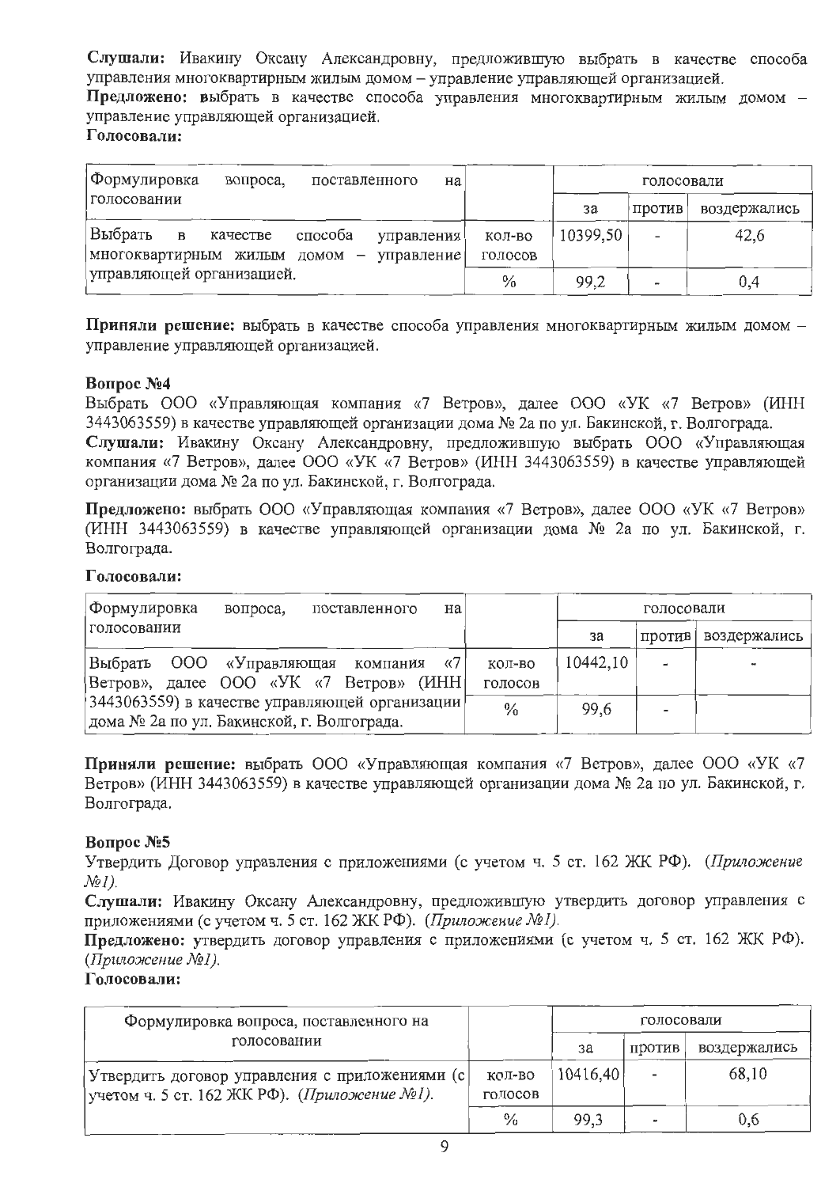**Слушали:** Ивакину Оксану Александровну, предложившую выбрать в качестве способа управления многоквартирным жилым домом – управление управляющей организацией.

**Предложено:** выбрать в качестве способа управления многоквартирным жилым домом – управление управляющей организацией.

**Голосовали:**

| Формулировка вопроса, поставленного на голосовании | | голосовали | | |
|---|---|---|---|---|
| | | за | против | воздержались |
| Выбрать в качестве способа управления многоквартирным жилым домом – управление управляющей организацией. | кол-во голосов | 10399,50 | - | 42,6 |
| | % | 99,2 | - | 0,4 |

**Приняли решение:** выбрать в качестве способа управления многоквартирным жилым домом – управление управляющей организацией.

**Вопрос №4**

Выбрать ООО «Управляющая компания «7 Ветров», далее ООО «УК «7 Ветров» (ИНН 3443063559) в качестве управляющей организации дома № 2а по ул. Бакинской, г. Волгограда.

**Слушали:** Ивакину Оксану Александровну, предложившую выбрать ООО «Управляющая компания «7 Ветров», далее ООО «УК «7 Ветров» (ИНН 3443063559) в качестве управляющей организации дома № 2а по ул. Бакинской, г. Волгограда.

**Предложено:** выбрать ООО «Управляющая компания «7 Ветров», далее ООО «УК «7 Ветров» (ИНН 3443063559) в качестве управляющей организации дома № 2а по ул. Бакинской, г. Волгограда.

**Голосовали:**

| Формулировка вопроса, поставленного на голосовании | | голосовали | | |
|---|---|---|---|---|
| | | за | против | воздержались |
| Выбрать ООО «Управляющая компания «7 Ветров», далее ООО «УК «7 Ветров» (ИНН 3443063559) в качестве управляющей организации дома № 2а по ул. Бакинской, г. Волгограда. | кол-во голосов | 10442,10 | - | - |
| | % | 99,6 | - | |

**Приняли решение:** выбрать ООО «Управляющая компания «7 Ветров», далее ООО «УК «7 Ветров» (ИНН 3443063559) в качестве управляющей организации дома № 2а по ул. Бакинской, г. Волгограда.

**Вопрос №5**

Утвердить Договор управления с приложениями (с учетом ч. 5 ст. 162 ЖК РФ). (*Приложение №1*).

**Слушали:** Ивакину Оксану Александровну, предложившую утвердить договор управления с приложениями (с учетом ч. 5 ст. 162 ЖК РФ). (*Приложение №1*).

**Предложено:** утвердить договор управления с приложениями (с учетом ч. 5 ст. 162 ЖК РФ). (*Приложение №1*).

**Голосовали:**

| Формулировка вопроса, поставленного на голосовании | | голосовали | | |
|---|---|---|---|---|
| | | за | против | воздержались |
| Утвердить договор управления с приложениями (с учетом ч. 5 ст. 162 ЖК РФ). (*Приложение №1*). | кол-во голосов | 10416,40 | - | 68,10 |
| | % | 99,3 | - | 0,6 |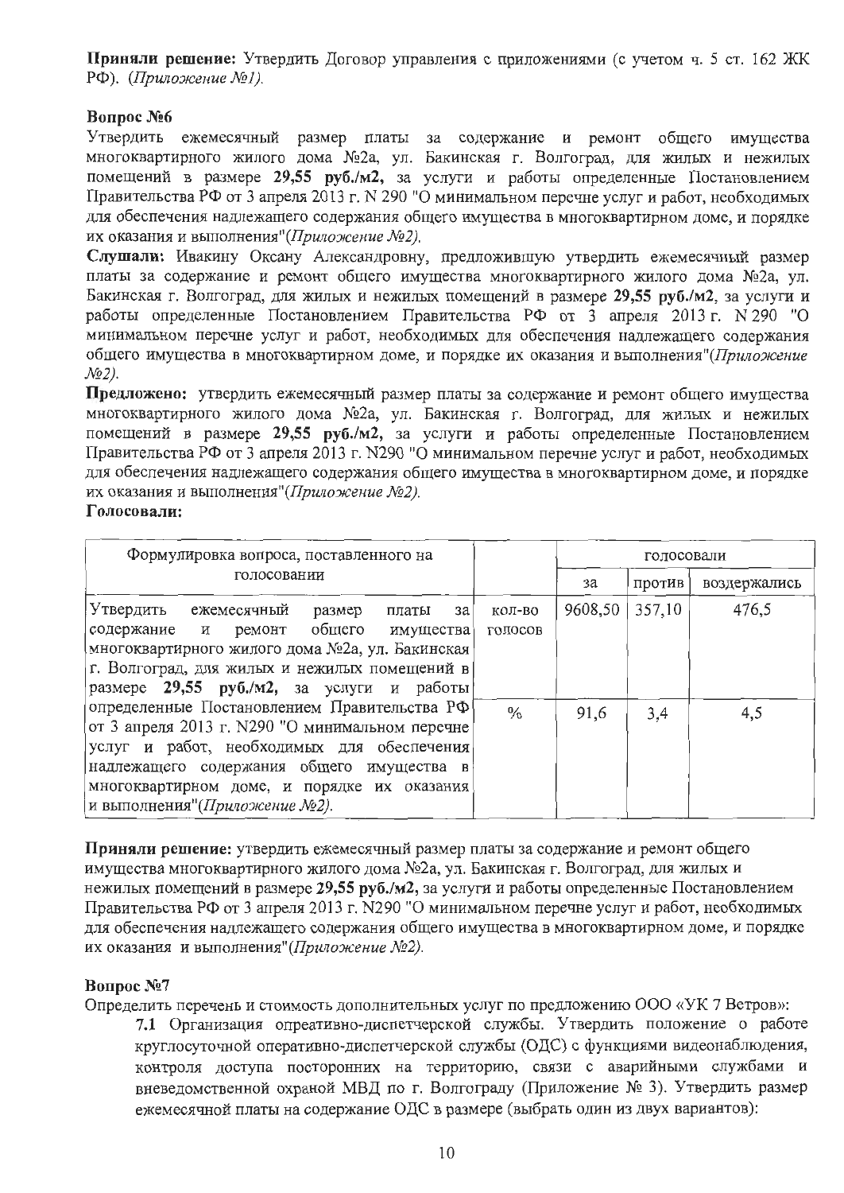**Приняли решение:** Утвердить Договор управления с приложениями (с учетом ч. 5 ст. 162 ЖК РФ). *(Приложение №1).*

**Вопрос №6**

Утвердить ежемесячный размер платы за содержание и ремонт общего имущества многоквартирного жилого дома №2а, ул. Бакинская г. Волгоград, для жилых и нежилых помещений в размере **29,55 руб./м2,** за услуги и работы определенные Постановлением Правительства РФ от 3 апреля 2013 г. N 290 "О минимальном перечне услуг и работ, необходимых для обеспечения надлежащего содержания общего имущества в многоквартирном доме, и порядке их оказания и выполнения"*(Приложение №2).*

**Слушали:** Ивакину Оксану Александровну, предложившую утвердить ежемесячный размер платы за содержание и ремонт общего имущества многоквартирного жилого дома №2а, ул. Бакинская г. Волгоград, для жилых и нежилых помещений в размере **29,55 руб./м2,** за услуги и работы определенные Постановлением Правительства РФ от 3 апреля 2013 г. N 290 "О минимальном перечне услуг и работ, необходимых для обеспечения надлежащего содержания общего имущества в многоквартирном доме, и порядке их оказания и выполнения"*(Приложение №2).*

**Предложено:** утвердить ежемесячный размер платы за содержание и ремонт общего имущества многоквартирного жилого дома №2а, ул. Бакинская г. Волгоград, для жилых и нежилых помещений в размере **29,55 руб./м2,** за услуги и работы определенные Постановлением Правительства РФ от 3 апреля 2013 г. N290 "О минимальном перечне услуг и работ, необходимых для обеспечения надлежащего содержания общего имущества в многоквартирном доме, и порядке их оказания и выполнения"*(Приложение №2).*

**Голосовали:**

| Формулировка вопроса, поставленного на голосовании | | голосовали | | |
|---|---|---|---|---|
| | | за | против | воздержались |
| Утвердить ежемесячный размер платы за содержание и ремонт общего имущества многоквартирного жилого дома №2а, ул. Бакинская г. Волгоград, для жилых и нежилых помещений в размере **29,55 руб./м2,** за услуги и работы определенные Постановлением Правительства РФ от 3 апреля 2013 г. N290 "О минимальном перечне услуг и работ, необходимых для обеспечения надлежащего содержания общего имущества в многоквартирном доме, и порядке их оказания и выполнения"*(Приложение №2).* | кол-во голосов | 9608,50 | 357,10 | 476,5 |
| | % | 91,6 | 3,4 | 4,5 |

**Приняли решение:** утвердить ежемесячный размер платы за содержание и ремонт общего имущества многоквартирного жилого дома №2а, ул. Бакинская г. Волгоград, для жилых и нежилых помещений в размере **29,55 руб./м2,** за услуги и работы определенные Постановлением Правительства РФ от 3 апреля 2013 г. N290 "О минимальном перечне услуг и работ, необходимых для обеспечения надлежащего содержания общего имущества в многоквартирном доме, и порядке их оказания и выполнения"*(Приложение №2).*

**Вопрос №7**

Определить перечень и стоимость дополнительных услуг по предложению ООО «УК 7 Ветров»:

**7.1** Организация опреативно-диспетчерской службы. Утвердить положение о работе круглосуточной оперативно-диспетчерской службы (ОДС) с функциями видеонаблюдения, контроля доступа посторонних на территорию, связи с аварийными службами и вневедомственной охраной МВД по г. Волгограду (Приложение № 3). Утвердить размер ежемесячной платы на содержание ОДС в размере (выбрать один из двух вариантов):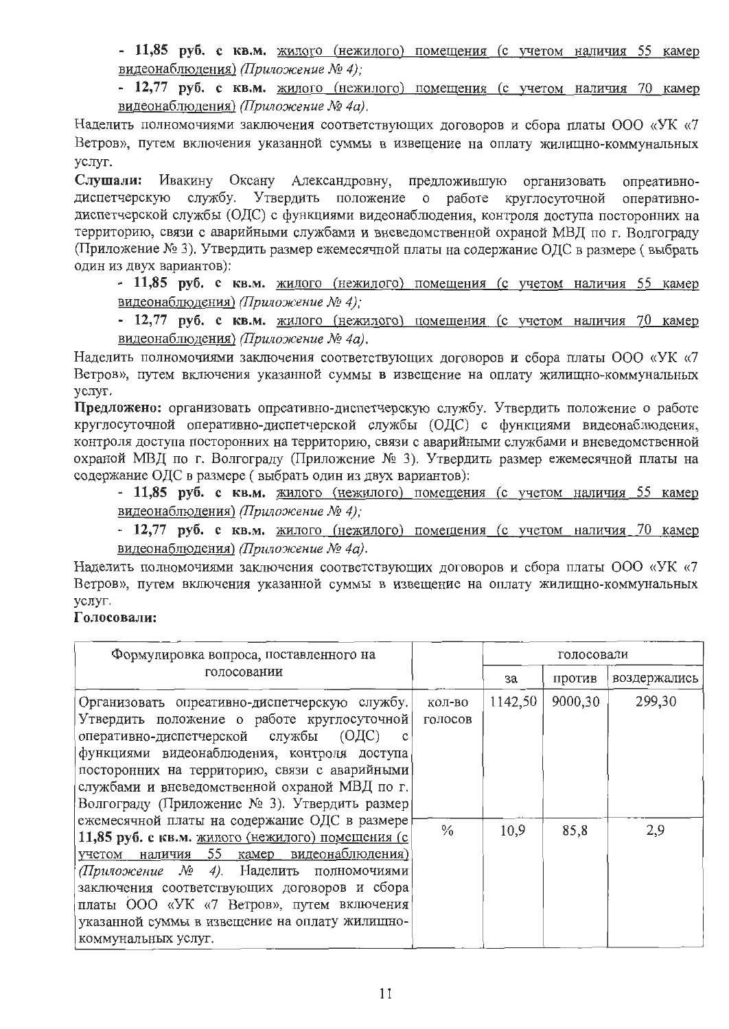- **11,85 руб. с кв.м.** жилого (нежилого) помещения (с учетом наличия 55 камер видеонаблюдения) *(Приложение № 4)*;

- **12,77 руб. с кв.м.** жилого (нежилого) помещения (с учетом наличия 70 камер видеонаблюдения) *(Приложение № 4а)*.

Наделить полномочиями заключения соответствующих договоров и сбора платы ООО «УК «7 Ветров», путем включения указанной суммы в извещение на оплату жилищно-коммунальных услуг.

**Слушали:** Ивакину Оксану Александровну, предложившую организовать опреативно-диспетчерскую службу. Утвердить положение о работе круглосуточной оперативно-диспетчерской службы (ОДС) с функциями видеонаблюдения, контроля доступа посторонних на территорию, связи с аварийными службами и вневедомственной охраной МВД по г. Волгограду (Приложение № 3). Утвердить размер ежемесячной платы на содержание ОДС в размере ( выбрать один из двух вариантов):

- **11,85 руб. с кв.м.** жилого (нежилого) помещения (с учетом наличия 55 камер видеонаблюдения) *(Приложение № 4)*;

- **12,77 руб. с кв.м.** жилого (нежилого) помещения (с учетом наличия 70 камер видеонаблюдения) *(Приложение № 4а)*.

Наделить полномочиями заключения соответствующих договоров и сбора платы ООО «УК «7 Ветров», путем включения указанной суммы в извещение на оплату жилищно-коммунальных услуг.

**Предложено:** организовать опреативно-диспетчерскую службу. Утвердить положение о работе круглосуточной оперативно-диспетчерской службы (ОДС) с функциями видеонаблюдения, контроля доступа посторонних на территорию, связи с аварийными службами и вневедомственной охраной МВД по г. Волгограду (Приложение № 3). Утвердить размер ежемесячной платы на содержание ОДС в размере ( выбрать один из двух вариантов):

- **11,85 руб. с кв.м.** жилого (нежилого) помещения (с учетом наличия 55 камер видеонаблюдения) *(Приложение № 4)*;

- **12,77 руб. с кв.м.** жилого (нежилого) помещения (с учетом наличия 70 камер видеонаблюдения) *(Приложение № 4а)*.

Наделить полномочиями заключения соответствующих договоров и сбора платы ООО «УК «7 Ветров», путем включения указанной суммы в извещение на оплату жилищно-коммунальных услуг.

**Голосовали:**

| Формулировка вопроса, поставленного на голосовании | | голосовали | | |
|---|---|---|---|---|
| | | за | против | воздержались |
| Организовать опреативно-диспетчерскую службу. Утвердить положение о работе круглосуточной оперативно-диспетчерской службы (ОДС) с функциями видеонаблюдения, контроля доступа посторонних на территорию, связи с аварийными службами и вневедомственной охраной МВД по г. Волгограду (Приложение № 3). Утвердить размер ежемесячной платы на содержание ОДС в размере **11,85 руб. с кв.м.** жилого (нежилого) помещения (с учетом наличия 55 камер видеонаблюдения) *(Приложение № 4)*. Наделить полномочиями заключения соответствующих договоров и сбора платы ООО «УК «7 Ветров», путем включения указанной суммы в извещение на оплату жилищно-коммунальных услуг. | кол-во голосов | 1142,50 | 9000,30 | 299,30 |
| | % | 10,9 | 85,8 | 2,9 |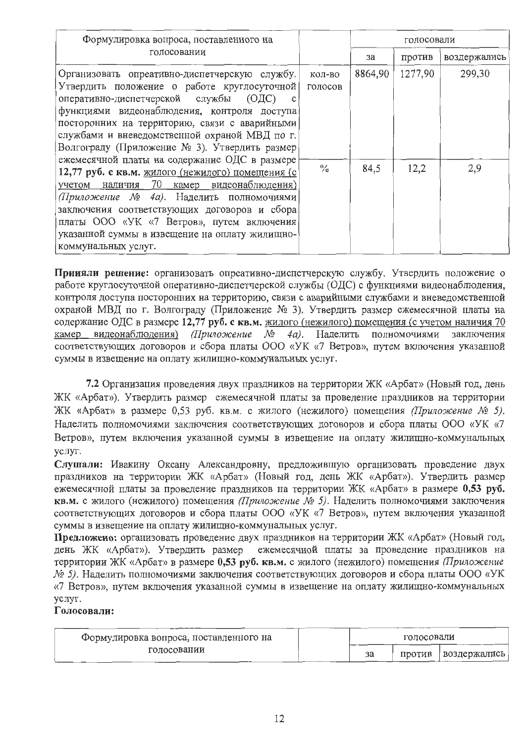| Формулировка вопроса, поставленного на голосовании | | голосовали | | |
|---|---|---|---|---|
| | | за | против | воздержались |
| Организовать опреативно-диспетчерскую службу. Утвердить положение о работе круглосуточной оперативно-диспетчерской службы (ОДС) с функциями видеонаблюдения, контроля доступа посторонних на территорию, связи с аварийными службами и вневедомственной охраной МВД по г. Волгограду (Приложение № 3). Утвердить размер ежемесячной платы на содержание ОДС в размере **12,77 руб. с кв.м.** жилого (нежилого) помещения (с учетом наличия 70 камер видеонаблюдения) *(Приложение № 4а)*. Наделить полномочиями заключения соответствующих договоров и сбора платы ООО «УК «7 Ветров», путем включения указанной суммы в извещение на оплату жилищно-коммунальных услуг. | кол-во голосов | 8864,90 | 1277,90 | 299,30 |
| | % | 84,5 | 12,2 | 2,9 |

**Приняли решение:** организовать опреативно-диспетчерскую службу. Утвердить положение о работе круглосуточной оперативно-диспетчерской службы (ОДС) с функциями видеонаблюдения, контроля доступа посторонних на территорию, связи с аварийными службами и вневедомственной охраной МВД по г. Волгограду (Приложение № 3). Утвердить размер ежемесячной платы на содержание ОДС в размере **12,77 руб. с кв.м.** жилого (нежилого) помещения (с учетом наличия 70 камер видеонаблюдения) *(Приложение № 4а)*. Наделить полномочиями заключения соответствующих договоров и сбора платы ООО «УК «7 Ветров», путем включения указанной суммы в извещение на оплату жилищно-коммунальных услуг.

**7.2** Организация проведения двух праздников на территории ЖК «Арбат» (Новый год, день ЖК «Арбат»). Утвердить размер ежемесячной платы за проведение праздников на территории ЖК «Арбат» в размере 0,53 руб. кв.м. с жилого (нежилого) помещения *(Приложение № 5)*. Наделить полномочиями заключения соответствующих договоров и сбора платы ООО «УК «7 Ветров», путем включения указанной суммы в извещение на оплату жилищно-коммунальных услуг.

**Слушали:** Ивакину Оксану Александровну, предложившую организовать проведение двух праздников на территории ЖК «Арбат» (Новый год, день ЖК «Арбат»). Утвердить размер ежемесячной платы за проведение праздников на территории ЖК «Арбат» в размере **0,53 руб. кв.м.** с жилого (нежилого) помещения *(Приложение № 5)*. Наделить полномочиями заключения соответствующих договоров и сбора платы ООО «УК «7 Ветров», путем включения указанной суммы в извещение на оплату жилищно-коммунальных услуг.

**Предложено:** организовать проведение двух праздников на территории ЖК «Арбат» (Новый год, день ЖК «Арбат»). Утвердить размер ежемесячной платы за проведение праздников на территории ЖК «Арбат» в размере **0,53 руб. кв.м.** с жилого (нежилого) помещения *(Приложение № 5)*. Наделить полномочиями заключения соответствующих договоров и сбора платы ООО «УК «7 Ветров», путем включения указанной суммы в извещение на оплату жилищно-коммунальных услуг.

**Голосовали:**

| Формулировка вопроса, поставленного на голосовании | | голосовали | | |
|---|---|---|---|---|
| | | за | против | воздержались |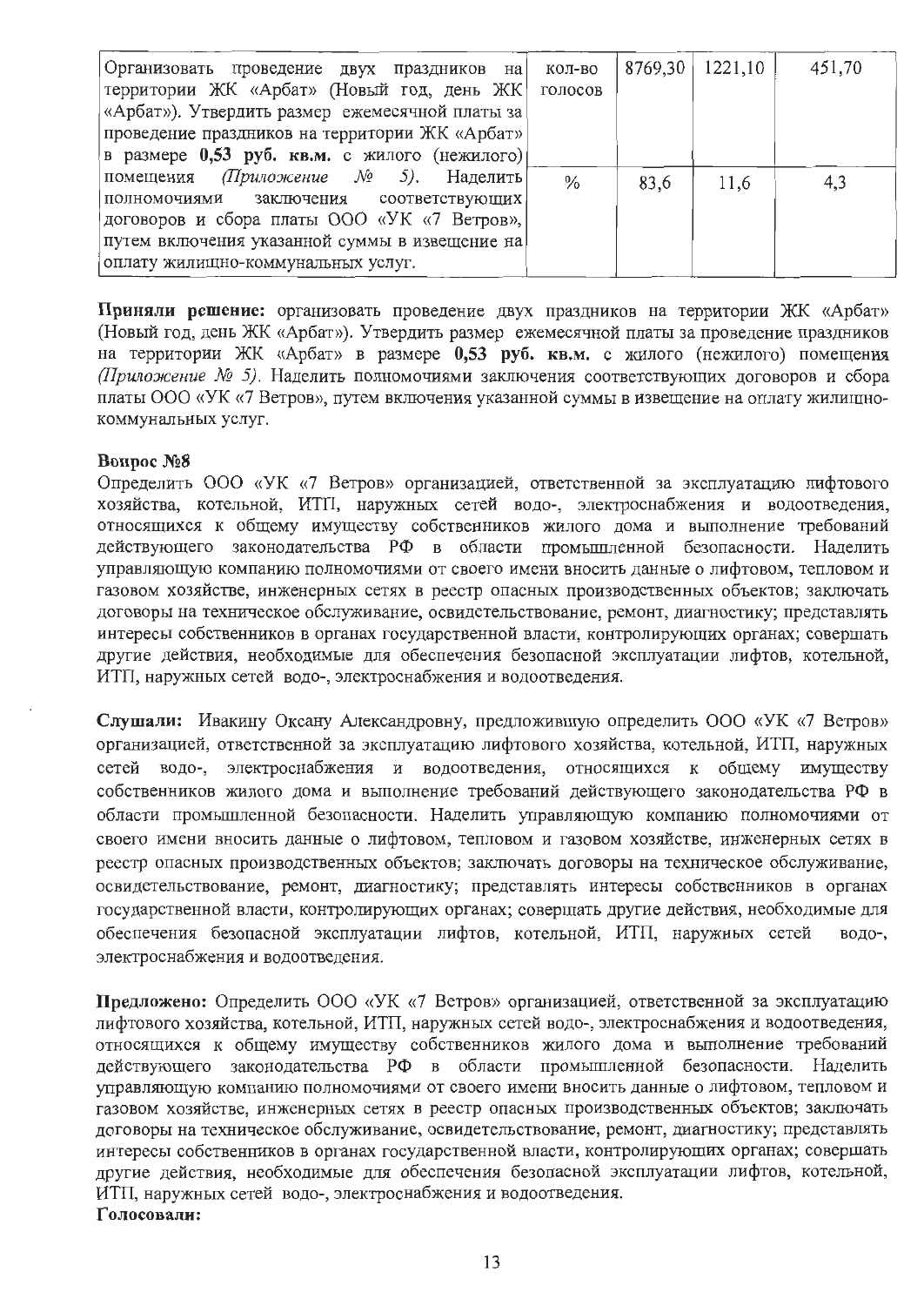| Организовать проведение двух праздников на территории ЖК «Арбат» (Новый год, день ЖК «Арбат»). Утвердить размер ежемесячной платы за проведение праздников на территории ЖК «Арбат» в размере **0,53 руб. кв.м.** с жилого (нежилого) помещения *(Приложение № 5)*. Наделить полномочиями заключения соответствующих договоров и сбора платы ООО «УК «7 Ветров», путем включения указанной суммы в извещение на оплату жилищно-коммунальных услуг. | кол-во голосов | 8769,30 | 1221,10 | 451,70 |
|---|---|---|---|---|
| | % | 83,6 | 11,6 | 4,3 |

**Приняли решение:** организовать проведение двух праздников на территории ЖК «Арбат» (Новый год, день ЖК «Арбат»). Утвердить размер ежемесячной платы за проведение праздников на территории ЖК «Арбат» в размере **0,53 руб. кв.м.** с жилого (нежилого) помещения *(Приложение № 5)*. Наделить полномочиями заключения соответствующих договоров и сбора платы ООО «УК «7 Ветров», путем включения указанной суммы в извещение на оплату жилищно-коммунальных услуг.

**Вопрос №8**

Определить ООО «УК «7 Ветров» организацией, ответственной за эксплуатацию лифтового хозяйства, котельной, ИТП, наружных сетей водо-, электроснабжения и водоотведения, относящихся к общему имуществу собственников жилого дома и выполнение требований действующего законодательства РФ в области промышленной безопасности. Наделить управляющую компанию полномочиями от своего имени вносить данные о лифтовом, тепловом и газовом хозяйстве, инженерных сетях в реестр опасных производственных объектов; заключать договоры на техническое обслуживание, освидетельствование, ремонт, диагностику; представлять интересы собственников в органах государственной власти, контролирующих органах; совершать другие действия, необходимые для обеспечения безопасной эксплуатации лифтов, котельной, ИТП, наружных сетей водо-, электроснабжения и водоотведения.

**Слушали:** Ивакину Оксану Александровну, предложившую определить ООО «УК «7 Ветров» организацией, ответственной за эксплуатацию лифтового хозяйства, котельной, ИТП, наружных сетей водо-, электроснабжения и водоотведения, относящихся к общему имуществу собственников жилого дома и выполнение требований действующего законодательства РФ в области промышленной безопасности. Наделить управляющую компанию полномочиями от своего имени вносить данные о лифтовом, тепловом и газовом хозяйстве, инженерных сетях в реестр опасных производственных объектов; заключать договоры на техническое обслуживание, освидетельствование, ремонт, диагностику; представлять интересы собственников в органах государственной власти, контролирующих органах; совершать другие действия, необходимые для обеспечения безопасной эксплуатации лифтов, котельной, ИТП, наружных сетей водо-, электроснабжения и водоотведения.

**Предложено:** Определить ООО «УК «7 Ветров» организацией, ответственной за эксплуатацию лифтового хозяйства, котельной, ИТП, наружных сетей водо-, электроснабжения и водоотведения, относящихся к общему имуществу собственников жилого дома и выполнение требований действующего законодательства РФ в области промышленной безопасности. Наделить управляющую компанию полномочиями от своего имени вносить данные о лифтовом, тепловом и газовом хозяйстве, инженерных сетях в реестр опасных производственных объектов; заключать договоры на техническое обслуживание, освидетельствование, ремонт, диагностику; представлять интересы собственников в органах государственной власти, контролирующих органах; совершать другие действия, необходимые для обеспечения безопасной эксплуатации лифтов, котельной, ИТП, наружных сетей водо-, электроснабжения и водоотведения.

**Голосовали:**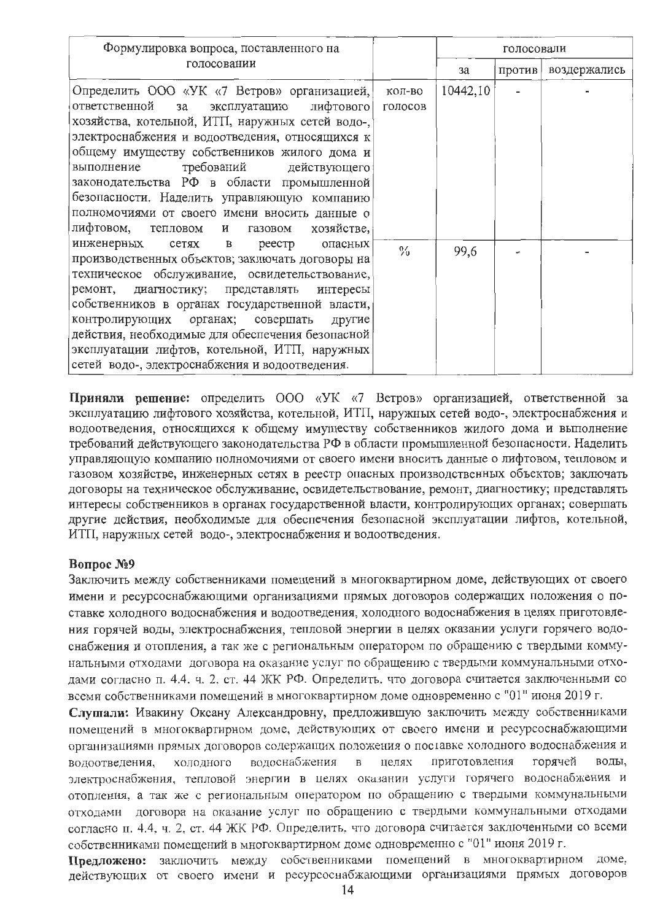| Формулировка вопроса, поставленного на голосовании | | голосовали | | |
|---|---|---|---|---|
| | | за | против | воздержались |
| Определить ООО «УК «7 Ветров» организацией, ответственной за эксплуатацию лифтового хозяйства, котельной, ИТП, наружных сетей водо-, электроснабжения и водоотведения, относящихся к общему имуществу собственников жилого дома и выполнение требований действующего законодательства РФ в области промышленной безопасности. Наделить управляющую компанию полномочиями от своего имени вносить данные о лифтовом, тепловом и газовом хозяйстве, инженерных сетях в реестр опасных производственных объектов; заключать договоры на техническое обслуживание, освидетельствование, ремонт, диагностику; представлять интересы собственников в органах государственной власти, контролирующих органах; совершать другие действия, необходимые для обеспечения безопасной эксплуатации лифтов, котельной, ИТП, наружных сетей водо-, электроснабжения и водоотведения. | кол-во голосов | 10442,10 | - | - |
| | % | 99,6 | - | - |

**Приняли решение:** определить ООО «УК «7 Ветров» организацией, ответственной за эксплуатацию лифтового хозяйства, котельной, ИТП, наружных сетей водо-, электроснабжения и водоотведения, относящихся к общему имуществу собственников жилого дома и выполнение требований действующего законодательства РФ в области промышленной безопасности. Наделить управляющую компанию полномочиями от своего имени вносить данные о лифтовом, тепловом и газовом хозяйстве, инженерных сетях в реестр опасных производственных объектов; заключать договоры на техническое обслуживание, освидетельствование, ремонт, диагностику; представлять интересы собственников в органах государственной власти, контролирующих органах; совершать другие действия, необходимые для обеспечения безопасной эксплуатации лифтов, котельной, ИТП, наружных сетей водо-, электроснабжения и водоотведения.

**Вопрос №9**

Заключить между собственниками помещений в многоквартирном доме, действующих от своего имени и ресурсоснабжающими организациями прямых договоров содержащих положения о поставке холодного водоснабжения и водоотведения, холодного водоснабжения в целях приготовления горячей воды, электроснабжения, тепловой энергии в целях оказании услуги горячего водоснабжения и отопления, а так же с региональным оператором по обращению с твердыми коммунальными отходами договора на оказание услуг по обращению с твердыми коммунальными отходами согласно п. 4.4. ч. 2. ст. 44 ЖК РФ. Определить. что договора считается заключенными со всеми собственниками помещений в многоквартирном доме одновременно с "01" июня 2019 г.

**Слушали:** Ивакину Оксану Александровну, предложившую заключить между собственниками помещений в многоквартирном доме, действующих от своего имени и ресурсоснабжающими организациями прямых договоров содержащих положения о поставке холодного водоснабжения и водоотведения, холодного водоснабжения в целях приготовления горячей воды, электроснабжения, тепловой энергии в целях оказании услуги горячего водоснабжения и отопления, а так же с региональным оператором по обращению с твердыми коммунальными отходами договора на оказание услуг по обращению с твердыми коммунальными отходами согласно п. 4.4. ч. 2. ст. 44 ЖК РФ. Определить. что договора считается заключенными со всеми собственниками помещений в многоквартирном доме одновременно с "01" июня 2019 г.

**Предложено:** заключить между собственниками помещений в многоквартирном доме, действующих от своего имени и ресурсоснабжающими организациями прямых договоров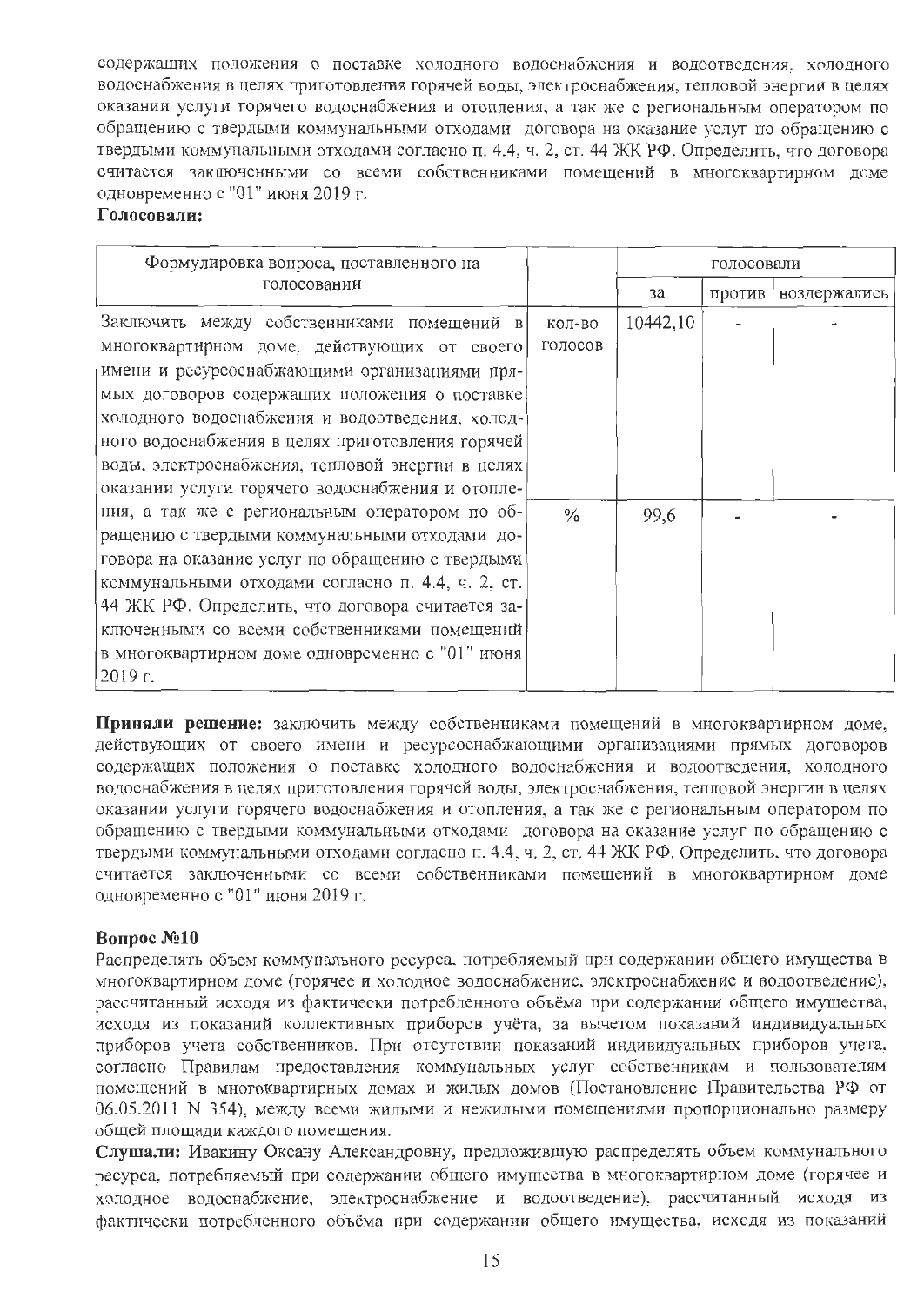содержащих положения о поставке холодного водоснабжения и водоотведения, холодного водоснабжения в целях приготовления горячей воды, электроснабжения, тепловой энергии в целях оказании услуги горячего водоснабжения и отопления, а так же с региональным оператором по обращению с твердыми коммунальными отходами договора на оказание услуг по обращению с твердыми коммунальными отходами согласно п. 4.4, ч. 2, ст. 44 ЖК РФ. Определить, что договора считается заключенными со всеми собственниками помещений в многоквартирном доме одновременно с "01" июня 2019 г.

**Голосовали:**

| Формулировка вопроса, поставленного на голосовании | | голосовали | | |
|---|---|---|---|---|
| | | за | против | воздержались |
| Заключить между собственниками помещений в многоквартирном доме, действующих от своего имени и ресурсоснабжающими организациями прямых договоров содержащих положения о поставке холодного водоснабжения и водоотведения, холодного водоснабжения в целях приготовления горячей воды, электроснабжения, тепловой энергии в целях оказании услуги горячего водоснабжения и отопления, а так же с региональным оператором по обращению с твердыми коммунальными отходами договора на оказание услуг по обращению с твердыми коммунальными отходами согласно п. 4.4, ч. 2, ст. 44 ЖК РФ. Определить, что договора считается заключенными со всеми собственниками помещений в многоквартирном доме одновременно с "01" июня 2019 г. | кол-во голосов | 10442,10 | - | - |
| | % | 99,6 | - | - |

**Приняли решение:** заключить между собственниками помещений в многоквартирном доме, действующих от своего имени и ресурсоснабжающими организациями прямых договоров содержащих положения о поставке холодного водоснабжения и водоотведения, холодного водоснабжения в целях приготовления горячей воды, электроснабжения, тепловой энергии в целях оказании услуги горячего водоснабжения и отопления, а так же с региональным оператором по обращению с твердыми коммунальными отходами договора на оказание услуг по обращению с твердыми коммунальными отходами согласно п. 4.4, ч. 2, ст. 44 ЖК РФ. Определить, что договора считается заключенными со всеми собственниками помещений в многоквартирном доме одновременно с "01" июня 2019 г.

**Вопрос №10**

Распределять объем коммунального ресурса, потребляемый при содержании общего имущества в многоквартирном доме (горячее и холодное водоснабжение, электроснабжение и водоотведение), рассчитанный исходя из фактически потребленного объёма при содержании общего имущества, исходя из показаний коллективных приборов учёта, за вычетом показаний индивидуальных приборов учета собственников. При отсутствии показаний индивидуальных приборов учета, согласно Правилам предоставления коммунальных услуг собственникам и пользователям помещений в многоквартирных домах и жилых домов (Постановление Правительства РФ от 06.05.2011 N 354), между всеми жилыми и нежилыми помещениями пропорционально размеру общей площади каждого помещения.

**Слушали:** Ивакину Оксану Александровну, предложившую распределять объем коммунального ресурса, потребляемый при содержании общего имущества в многоквартирном доме (горячее и холодное водоснабжение, электроснабжение и водоотведение), рассчитанный исходя из фактически потребленного объёма при содержании общего имущества, исходя из показаний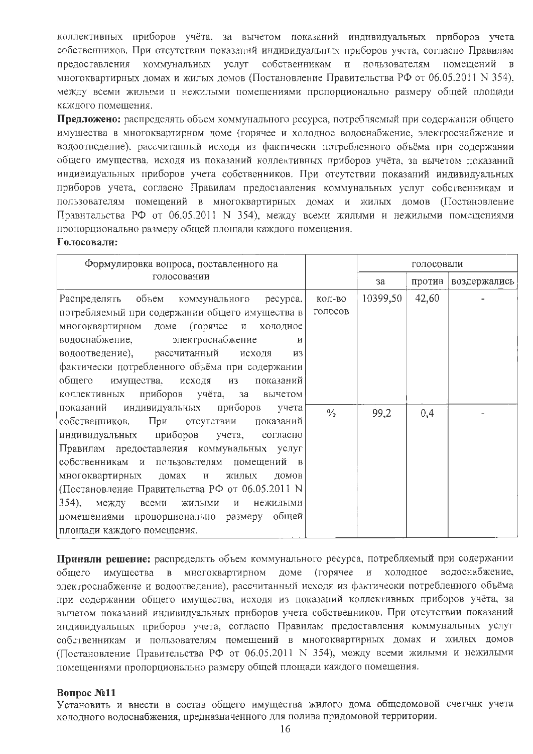коллективных приборов учёта, за вычетом показаний индивидуальных приборов учета собственников. При отсутствии показаний индивидуальных приборов учета, согласно Правилам предоставления коммунальных услуг собственникам и пользователям помещений в многоквартирных домах и жилых домов (Постановление Правительства РФ от 06.05.2011 N 354), между всеми жилыми и нежилыми помещениями пропорционально размеру общей площади каждого помещения.

**Предложено:** распределять объем коммунального ресурса, потребляемый при содержании общего имущества в многоквартирном доме (горячее и холодное водоснабжение, электроснабжение и водоотведение), рассчитанный исходя из фактически потребленного объёма при содержании общего имущества, исходя из показаний коллективных приборов учёта, за вычетом показаний индивидуальных приборов учета собственников. При отсутствии показаний индивидуальных приборов учета, согласно Правилам предоставления коммунальных услуг собственникам и пользователям помещений в многоквартирных домах и жилых домов (Постановление Правительства РФ от 06.05.2011 N 354), между всеми жилыми и нежилыми помещениями пропорционально размеру общей площади каждого помещения.

**Голосовали:**

| Формулировка вопроса, поставленного на голосовании | | голосовали | | |
|---|---|---|---|---|
| | | за | против | воздержались |
| Распределять объем коммунального ресурса, потребляемый при содержании общего имущества в многоквартирном доме (горячее и холодное водоснабжение, электроснабжение и водоотведение), рассчитанный исходя из фактически потребленного объёма при содержании общего имущества, исходя из показаний коллективных приборов учёта, за вычетом показаний индивидуальных приборов учета собственников. При отсутствии показаний индивидуальных приборов учета, согласно Правилам предоставления коммунальных услуг собственникам и пользователям помещений в многоквартирных домах и жилых домов (Постановление Правительства РФ от 06.05.2011 N 354), между всеми жилыми и нежилыми помещениями пропорционально размеру общей площади каждого помещения. | кол-во голосов | 10399,50 | 42,60 | - |
| | % | 99,2 | 0,4 | - |

**Приняли решение:** распределять объем коммунального ресурса, потребляемый при содержании общего имущества в многоквартирном доме (горячее и холодное водоснабжение, электроснабжение и водоотведение), рассчитанный исходя из фактически потребленного объёма при содержании общего имущества, исходя из показаний коллективных приборов учёта, за вычетом показаний индивидуальных приборов учета собственников. При отсутствии показаний индивидуальных приборов учета, согласно Правилам предоставления коммунальных услуг собственникам и пользователям помещений в многоквартирных домах и жилых домов (Постановление Правительства РФ от 06.05.2011 N 354), между всеми жилыми и нежилыми помещениями пропорционально размеру общей площади каждого помещения.

**Вопрос №11**

Установить и внести в состав общего имущества жилого дома общедомовой счетчик учета холодного водоснабжения, предназначенного для полива придомовой территории.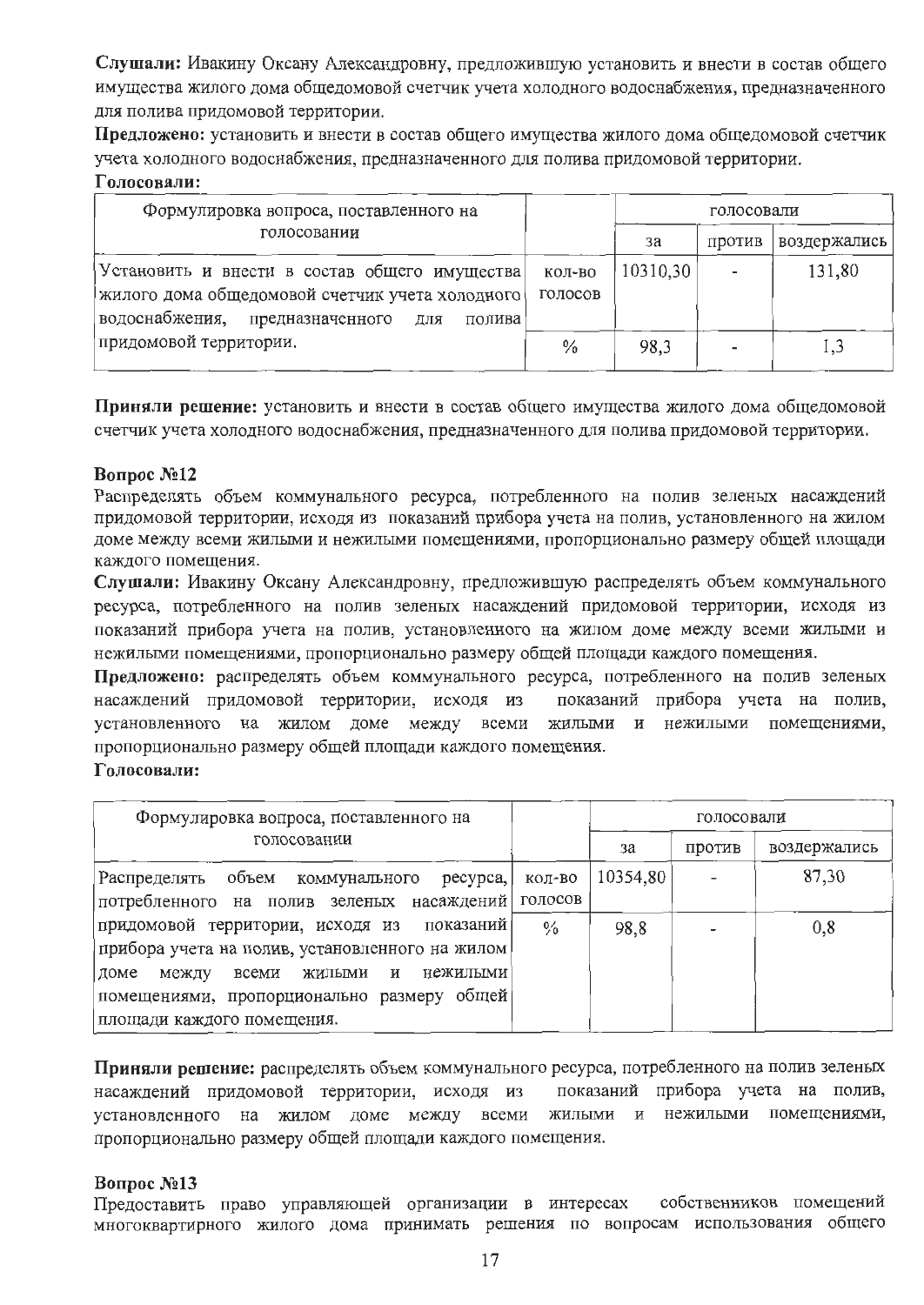**Слушали:** Ивакину Оксану Александровну, предложившую установить и внести в состав общего имущества жилого дома общедомовой счетчик учета холодного водоснабжения, предназначенного для полива придомовой территории.

**Предложено:** установить и внести в состав общего имущества жилого дома общедомовой счетчик учета холодного водоснабжения, предназначенного для полива придомовой территории.

**Голосовали:**

| Формулировка вопроса, поставленного на голосовании | | голосовали | | |
|---|---|---|---|---|
| | | за | против | воздержались |
| Установить и внести в состав общего имущества жилого дома общедомовой счетчик учета холодного водоснабжения, предназначенного для полива придомовой территории. | кол-во голосов | 10310,30 | - | 131,80 |
| | % | 98,3 | - | 1,3 |

**Приняли решение:** установить и внести в состав общего имущества жилого дома общедомовой счетчик учета холодного водоснабжения, предназначенного для полива придомовой территории.

**Вопрос №12**

Распределять объем коммунального ресурса, потребленного на полив зеленых насаждений придомовой территории, исходя из показаний прибора учета на полив, установленного на жилом доме между всеми жилыми и нежилыми помещениями, пропорционально размеру общей площади каждого помещения.

**Слушали:** Ивакину Оксану Александровну, предложившую распределять объем коммунального ресурса, потребленного на полив зеленых насаждений придомовой территории, исходя из показаний прибора учета на полив, установленного на жилом доме между всеми жилыми и нежилыми помещениями, пропорционально размеру общей площади каждого помещения.

**Предложено:** распределять объем коммунального ресурса, потребленного на полив зеленых насаждений придомовой территории, исходя из показаний прибора учета на полив, установленного на жилом доме между всеми жилыми и нежилыми помещениями, пропорционально размеру общей площади каждого помещения.

**Голосовали:**

| Формулировка вопроса, поставленного на голосовании | | голосовали | | |
|---|---|---|---|---|
| | | за | против | воздержались |
| Распределять объем коммунального ресурса, потребленного на полив зеленых насаждений придомовой территории, исходя из показаний прибора учета на полив, установленного на жилом доме между всеми жилыми и нежилыми помещениями, пропорционально размеру общей площади каждого помещения. | кол-во голосов | 10354,80 | - | 87,30 |
| | % | 98,8 | - | 0,8 |

**Приняли решение:** распределять объем коммунального ресурса, потребленного на полив зеленых насаждений придомовой территории, исходя из показаний прибора учета на полив, установленного на жилом доме между всеми жилыми и нежилыми помещениями, пропорционально размеру общей площади каждого помещения.

**Вопрос №13**

Предоставить право управляющей организации в интересах собственников помещений многоквартирного жилого дома принимать решения по вопросам использования общего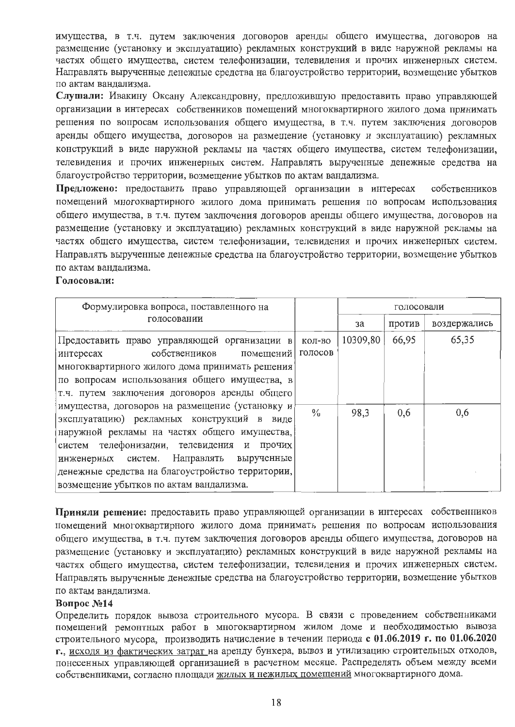имущества, в т.ч. путем заключения договоров аренды общего имущества, договоров на размещение (установку и эксплуатацию) рекламных конструкций в виде наружной рекламы на частях общего имущества, систем телефонизации, телевидения и прочих инженерных систем. Направлять вырученные денежные средства на благоустройство территории, возмещение убытков по актам вандализма.

**Слушали:** Ивакину Оксану Александровну, предложившую предоставить право управляющей организации в интересах собственников помещений многоквартирного жилого дома принимать решения по вопросам использования общего имущества, в т.ч. путем заключения договоров аренды общего имущества, договоров на размещение (установку и эксплуатацию) рекламных конструкций в виде наружной рекламы на частях общего имущества, систем телефонизации, телевидения и прочих инженерных систем. Направлять вырученные денежные средства на благоустройство территории, возмещение убытков по актам вандализма.

**Предложено:** предоставить право управляющей организации в интересах собственников помещений многоквартирного жилого дома принимать решения по вопросам использования общего имущества, в т.ч. путем заключения договоров аренды общего имущества, договоров на размещение (установку и эксплуатацию) рекламных конструкций в виде наружной рекламы на частях общего имущества, систем телефонизации, телевидения и прочих инженерных систем. Направлять вырученные денежные средства на благоустройство территории, возмещение убытков по актам вандализма.

**Голосовали:**

| Формулировка вопроса, поставленного на голосовании | | голосовали | | |
|---|---|---|---|---|
| | | за | против | воздержались |
| Предоставить право управляющей организации в интересах собственников помещений многоквартирного жилого дома принимать решения по вопросам использования общего имущества, в т.ч. путем заключения договоров аренды общего имущества, договоров на размещение (установку и эксплуатацию) рекламных конструкций в виде наружной рекламы на частях общего имущества, систем телефонизации, телевидения и прочих инженерных систем. Направлять вырученные денежные средства на благоустройство территории, возмещение убытков по актам вандализма. | кол-во голосов | 10309,80 | 66,95 | 65,35 |
| | % | 98,3 | 0,6 | 0,6 |

**Приняли решение:** предоставить право управляющей организации в интересах собственников помещений многоквартирного жилого дома принимать решения по вопросам использования общего имущества, в т.ч. путем заключения договоров аренды общего имущества, договоров на размещение (установку и эксплуатацию) рекламных конструкций в виде наружной рекламы на частях общего имущества, систем телефонизации, телевидения и прочих инженерных систем. Направлять вырученные денежные средства на благоустройство территории, возмещение убытков по актам вандализма.

**Вопрос №14**

Определить порядок вывоза строительного мусора. В связи с проведением собственниками помещений ремонтных работ в многоквартирном жилом доме и необходимостью вывоза строительного мусора, производить начисление в течении периода **с 01.06.2019 г. по 01.06.2020 г.**, исходя из фактических затрат на аренду бункера, вывоз и утилизацию строительных отходов, понесенных управляющей организацией в расчетном месяце. Распределять объем между всеми собственниками, согласно площади жилых и нежилых помещений многоквартирного дома.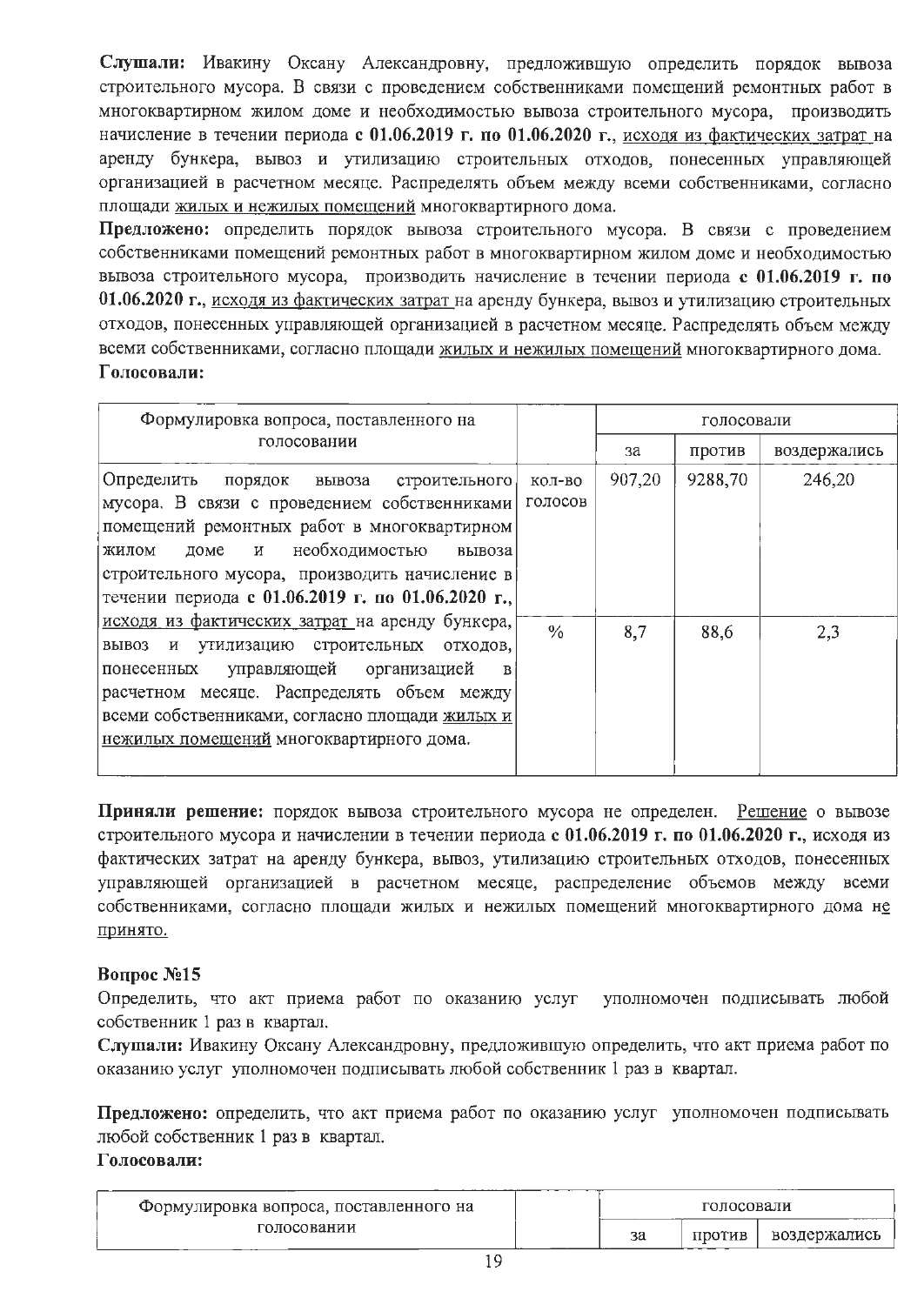**Слушали:** Ивакину Оксану Александровну, предложившую определить порядок вывоза строительного мусора. В связи с проведением собственниками помещений ремонтных работ в многоквартирном жилом доме и необходимостью вывоза строительного мусора, производить начисление в течении периода **с 01.06.2019 г. по 01.06.2020 г.**, исходя из фактических затрат на аренду бункера, вывоз и утилизацию строительных отходов, понесенных управляющей организацией в расчетном месяце. Распределять объем между всеми собственниками, согласно площади жилых и нежилых помещений многоквартирного дома.

**Предложено:** определить порядок вывоза строительного мусора. В связи с проведением собственниками помещений ремонтных работ в многоквартирном жилом доме и необходимостью вывоза строительного мусора, производить начисление в течении периода **с 01.06.2019 г. по 01.06.2020 г.**, исходя из фактических затрат на аренду бункера, вывоз и утилизацию строительных отходов, понесенных управляющей организацией в расчетном месяце. Распределять объем между всеми собственниками, согласно площади жилых и нежилых помещений многоквартирного дома.

**Голосовали:**

| Формулировка вопроса, поставленного на голосовании | | голосовали | | |
|---|---|---|---|---|
| | | за | против | воздержались |
| Определить порядок вывоза строительного мусора. В связи с проведением собственниками помещений ремонтных работ в многоквартирном жилом доме и необходимостью вывоза строительного мусора, производить начисление в течении периода **с 01.06.2019 г. по 01.06.2020 г.**, исходя из фактических затрат на аренду бункера, вывоз и утилизацию строительных отходов, понесенных управляющей организацией в расчетном месяце. Распределять объем между всеми собственниками, согласно площади жилых и нежилых помещений многоквартирного дома. | кол-во голосов | 907,20 | 9288,70 | 246,20 |
| | % | 8,7 | 88,6 | 2,3 |

**Приняли решение:** порядок вывоза строительного мусора не определен. Решение о вывозе строительного мусора и начислении в течении периода **с 01.06.2019 г. по 01.06.2020 г.**, исходя из фактических затрат на аренду бункера, вывоз, утилизацию строительных отходов, понесенных управляющей организацией в расчетном месяце, распределение объемов между всеми собственниками, согласно площади жилых и нежилых помещений многоквартирного дома не принято.

**Вопрос №15**

Определить, что акт приема работ по оказанию услуг уполномочен подписывать любой собственник 1 раз в квартал.

**Слушали:** Ивакину Оксану Александровну, предложившую определить, что акт приема работ по оказанию услуг уполномочен подписывать любой собственник 1 раз в квартал.

**Предложено:** определить, что акт приема работ по оказанию услуг уполномочен подписывать любой собственник 1 раз в квартал.

**Голосовали:**

| Формулировка вопроса, поставленного на голосовании | | голосовали | | |
|---|---|---|---|---|
| | | за | против | воздержались |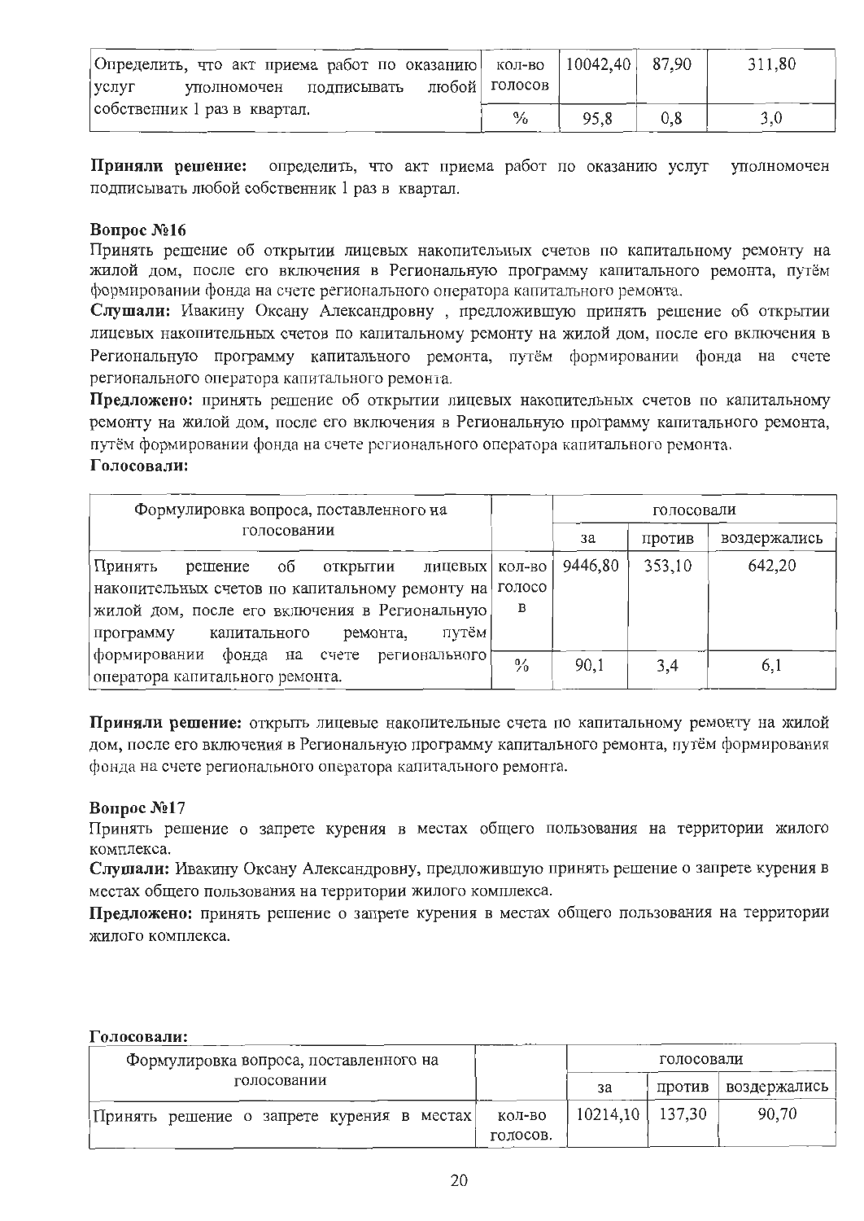| Определить, что акт приема работ по оказанию услуг уполномочен подписывать любой собственник 1 раз в квартал. | кол-во голосов | 10042,40 | 87,90 | 311,80 |
|---|---|---|---|---|
| | % | 95,8 | 0,8 | 3,0 |

**Приняли решение:** определить, что акт приема работ по оказанию услуг уполномочен подписывать любой собственник 1 раз в квартал.

**Вопрос №16**

Принять решение об открытии лицевых накопительных счетов по капитальному ремонту на жилой дом, после его включения в Региональную программу капитального ремонта, путём формировании фонда на счете регионального оператора капитального ремонта.

**Слушали:** Ивакину Оксану Александровну , предложившую принять решение об открытии лицевых накопительных счетов по капитальному ремонту на жилой дом, после его включения в Региональную программу капитального ремонта, путём формировании фонда на счете регионального оператора капитального ремонта.

**Предложено:** принять решение об открытии лицевых накопительных счетов по капитальному ремонту на жилой дом, после его включения в Региональную программу капитального ремонта, путём формировании фонда на счете регионального оператора капитального ремонта.

**Голосовали:**

| Формулировка вопроса, поставленного на голосовании | | голосовали | | |
|---|---|---|---|---|
| | | за | против | воздержались |
| Принять решение об открытии лицевых накопительных счетов по капитальному ремонту на жилой дом, после его включения в Региональную программу капитального ремонта, путём формировании фонда на счете регионального оператора капитального ремонта. | кол-во голосов | 9446,80 | 353,10 | 642,20 |
| | % | 90,1 | 3,4 | 6,1 |

**Приняли решение:** открыть лицевые накопительные счета по капитальному ремонту на жилой дом, после его включения в Региональную программу капитального ремонта, путём формирования фонда на счете регионального оператора капитального ремонта.

**Вопрос №17**

Принять решение о запрете курения в местах общего пользования на территории жилого комплекса.

**Слушали:** Ивакину Оксану Александровну, предложившую принять решение о запрете курения в местах общего пользования на территории жилого комплекса.

**Предложено:** принять решение о запрете курения в местах общего пользования на территории жилого комплекса.

**Голосовали:**

| Формулировка вопроса, поставленного на голосовании | | голосовали | | |
|---|---|---|---|---|
| | | за | против | воздержались |
| Принять решение о запрете курения в местах | кол-во голосов. | 10214,10 | 137,30 | 90,70 |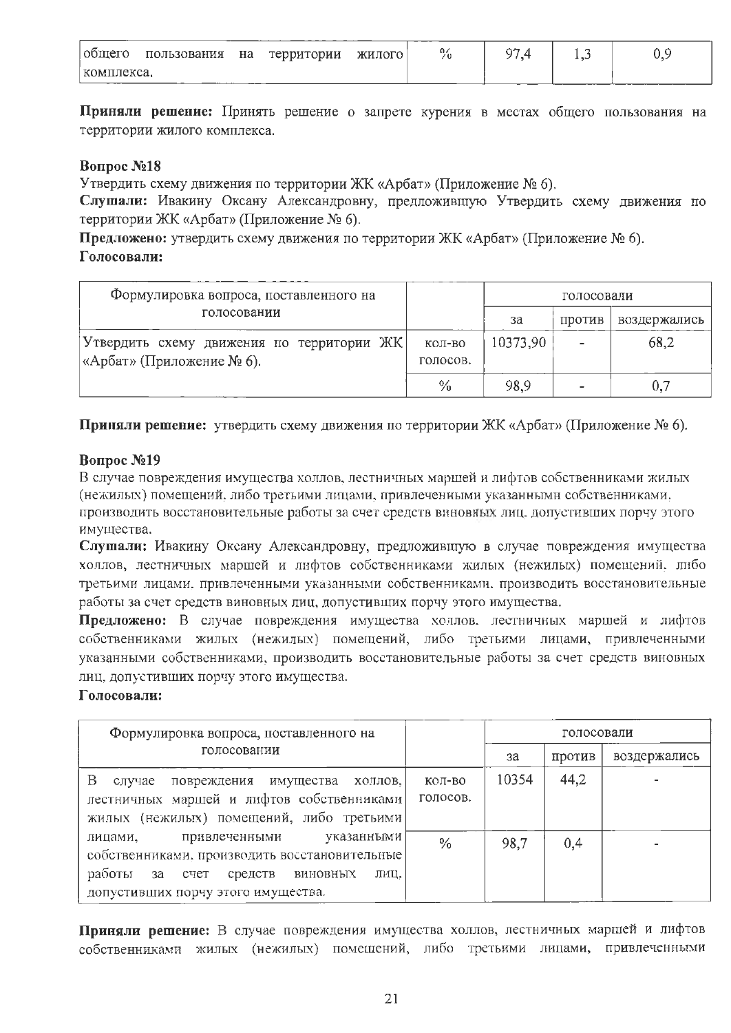| общего пользования на территории жилого комплекса. | % | 97,4 | 1,3 | 0,9 |
|---|---|---|---|---|

**Приняли решение:** Принять решение о запрете курения в местах общего пользования на территории жилого комплекса.

**Вопрос №18**

Утвердить схему движения по территории ЖК «Арбат» (Приложение № 6).

**Слушали:** Ивакину Оксану Александровну, предложившую Утвердить схему движения по территории ЖК «Арбат» (Приложение № 6).

**Предложено:** утвердить схему движения по территории ЖК «Арбат» (Приложение № 6).

**Голосовали:**

| Формулировка вопроса, поставленного на голосовании | | голосовали | | |
|---|---|---|---|---|
| | | за | против | воздержались |
| Утвердить схему движения по территории ЖК «Арбат» (Приложение № 6). | кол-во голосов. | 10373,90 | - | 68,2 |
| | % | 98,9 | - | 0,7 |

**Приняли решение:** утвердить схему движения по территории ЖК «Арбат» (Приложение № 6).

**Вопрос №19**

В случае повреждения имущества холлов, лестничных маршей и лифтов собственниками жилых (нежилых) помещений, либо третьими лицами, привлеченными указанными собственниками, производить восстановительные работы за счет средств виновных лиц, допустивших порчу этого имущества.

**Слушали:** Ивакину Оксану Александровну, предложившую в случае повреждения имущества холлов, лестничных маршей и лифтов собственниками жилых (нежилых) помещений, либо третьими лицами, привлеченными указанными собственниками, производить восстановительные работы за счет средств виновных лиц, допустивших порчу этого имущества.

**Предложено:** В случае повреждения имущества холлов, лестничных маршей и лифтов собственниками жилых (нежилых) помещений, либо третьими лицами, привлеченными указанными собственниками, производить восстановительные работы за счет средств виновных лиц, допустивших порчу этого имущества.

**Голосовали:**

| Формулировка вопроса, поставленного на голосовании | | голосовали | | |
|---|---|---|---|---|
| | | за | против | воздержались |
| В случае повреждения имущества холлов, лестничных маршей и лифтов собственниками жилых (нежилых) помещений, либо третьими лицами, привлеченными указанными собственниками, производить восстановительные работы за счет средств виновных лиц, допустивших порчу этого имущества. | кол-во голосов. | 10354 | 44,2 | - |
| | % | 98,7 | 0,4 | - |

**Приняли решение:** В случае повреждения имущества холлов, лестничных маршей и лифтов собственниками жилых (нежилых) помещений, либо третьими лицами, привлеченными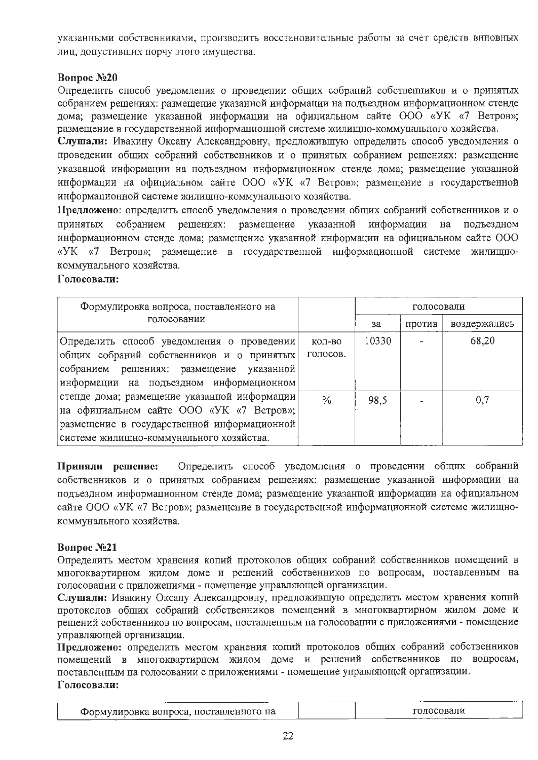указанными собственниками, производить восстановительные работы за счет средств виновных лиц, допустивших порчу этого имущества.

**Вопрос №20**

Определить способ уведомления о проведении общих собраний собственников и о принятых собранием решениях: размещение указанной информации на подъездном информационном стенде дома; размещение указанной информации на официальном сайте ООО «УК «7 Ветров»; размещение в государственной информационной системе жилищно-коммунального хозяйства.

**Слушали:** Ивакину Оксану Александровну, предложившую определить способ уведомления о проведении общих собраний собственников и о принятых собранием решениях: размещение указанной информации на подъездном информационном стенде дома; размещение указанной информации на официальном сайте ООО «УК «7 Ветров»; размещение в государственной информационной системе жилищно-коммунального хозяйства.

**Предложено**: определить способ уведомления о проведении общих собраний собственников и о принятых собранием решениях: размещение указанной информации на подъездном информационном стенде дома; размещение указанной информации на официальном сайте ООО «УК «7 Ветров»; размещение в государственной информационной системе жилищно-коммунального хозяйства.

**Голосовали:**

| Формулировка вопроса, поставленного на голосовании | | голосовали | | |
|---|---|---|---|---|
| | | за | против | воздержались |
| Определить способ уведомления о проведении общих собраний собственников и о принятых собранием решениях: размещение указанной информации на подъездном информационном стенде дома; размещение указанной информации на официальном сайте ООО «УК «7 Ветров»; размещение в государственной информационной системе жилищно-коммунального хозяйства. | кол-во голосов. | 10330 | - | 68,20 |
| | % | 98,5 | - | 0,7 |

**Приняли решение:** Определить способ уведомления о проведении общих собраний собственников и о принятых собранием решениях: размещение указанной информации на подъездном информационном стенде дома; размещение указанной информации на официальном сайте ООО «УК «7 Ветров»; размещение в государственной информационной системе жилищно-коммунального хозяйства.

**Вопрос №21**

Определить местом хранения копий протоколов общих собраний собственников помещений в многоквартирном жилом доме и решений собственников по вопросам, поставленным на голосовании с приложениями - помещение управляющей организации.

**Слушали:** Ивакину Оксану Александровну, предложившую определить местом хранения копий протоколов общих собраний собственников помещений в многоквартирном жилом доме и решений собственников по вопросам, поставленным на голосовании с приложениями - помещение управляющей организации.

**Предложено:** определить местом хранения копий протоколов общих собраний собственников помещений в многоквартирном жилом доме и решений собственников по вопросам, поставленным на голосовании с приложениями - помещение управляющей организации.

**Голосовали:**

| Формулировка вопроса, поставленного на | | голосовали |
|---|---|---|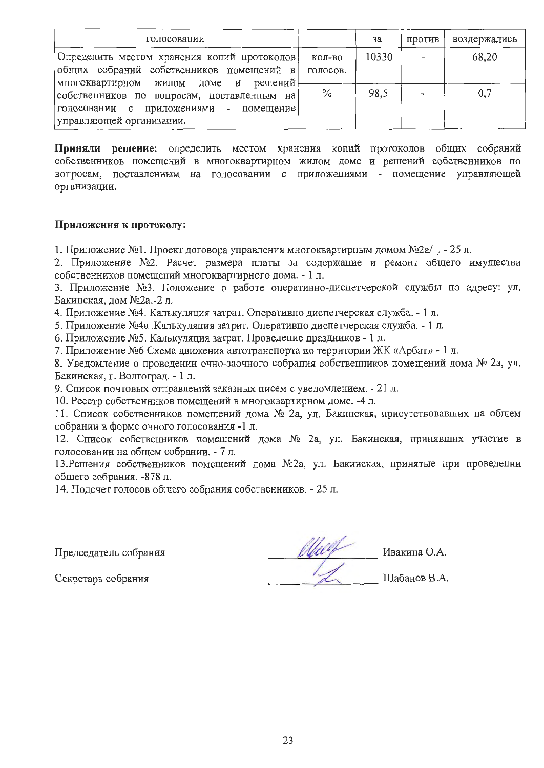| голосовании | | за | против | воздержались |
|---|---|---|---|---|
| Определить местом хранения копий протоколов общих собраний собственников помещений в многоквартирном жилом доме и решений собственников по вопросам, поставленным на голосовании с приложениями - помещение управляющей организации. | кол-во голосов. | 10330 | - | 68,20 |
| | % | 98,5 | - | 0,7 |

**Приняли решение:** определить местом хранения копий протоколов общих собраний собственников помещений в многоквартирном жилом доме и решений собственников по вопросам, поставленным на голосовании с приложениями - помещение управляющей организации.

**Приложения к протоколу:**

1. Приложение №1. Проект договора управления многоквартирным домом №2а/_. - 25 л.
2. Приложение №2. Расчет размера платы за содержание и ремонт общего имущества собственников помещений многоквартирного дома. - 1 л.
3. Приложение №3. Положение о работе оперативно-диспетчерской службы по адресу: ул. Бакинская, дом №2а.-2 л.
4. Приложение №4. Калькуляция затрат. Оперативно диспетчерская служба. - 1 л.
5. Приложение №4а .Калькуляция затрат. Оперативно диспетчерская служба. - 1 л.
6. Приложение №5. Калькуляция затрат. Проведение праздников - 1 л.
7. Приложение №6 Схема движения автотранспорта по территории ЖК «Арбат» - 1 л.
8. Уведомление о проведении очно-заочного собрания собственников помещений дома № 2а, ул. Бакинская, г. Волгоград. - 1 л.
9. Список почтовых отправлений заказных писем с уведомлением. - 21 л.
10. Реестр собственников помещений в многоквартирном доме. -4 л.
11. Список собственников помещений дома № 2а, ул. Бакинская, присутствовавших на общем собрании в форме очного голосования -1 л.
12. Список собственников помещений дома № 2а, ул. Бакинская, принявших участие в голосовании на общем собрании. - 7 л.
13. Решения собственников помещений дома №2а, ул. Бакинская, принятые при проведении общего собрания. -878 л.
14. Подсчет голосов общего собрания собственников. - 25 л.

Председатель собрания ______________ Ивакина О.А.

Секретарь собрания ______________ Шабанов В.А.